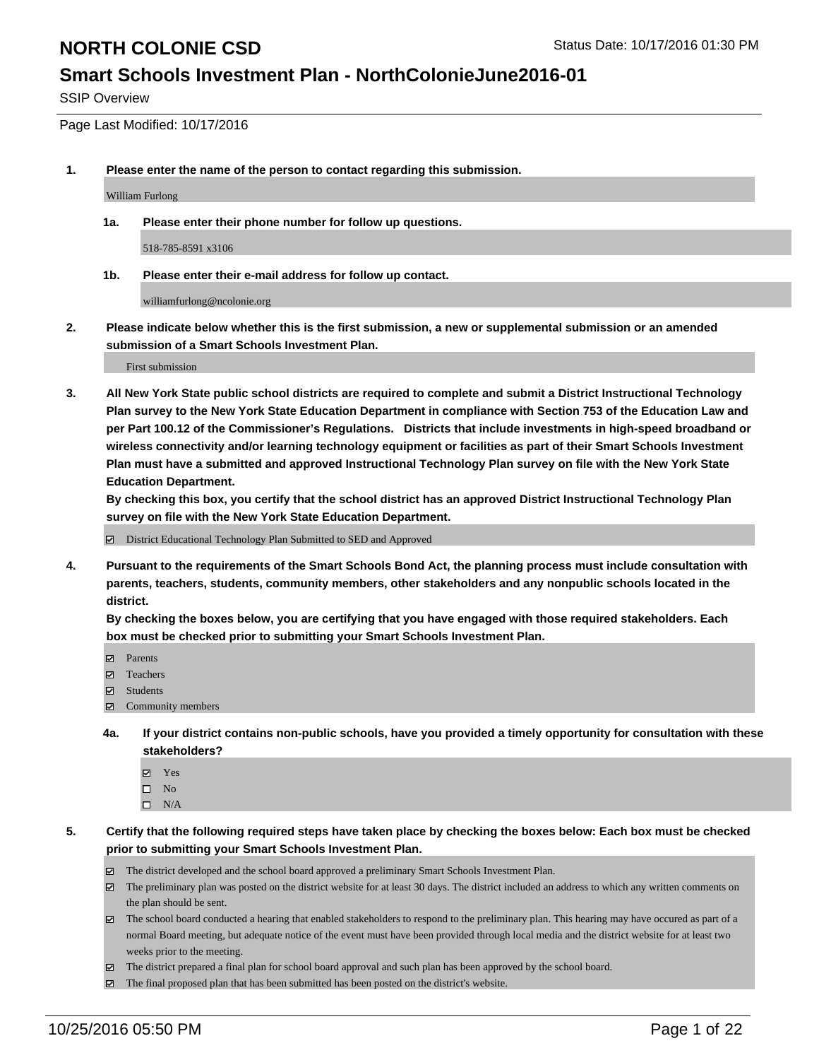# NORTH COLONIE CSD

Status Date: 10/17/2016 01:30 PM

## Smart Schools Investment Plan - NorthColonieJune2016-01

SSIP Overview

Page Last Modified: 10/17/2016

1. **Please enter the name of the person to contact regarding this submission.**

   William Furlong

   1a. **Please enter their phone number for follow up questions.**

   518-785-8591 x3106

   1b. **Please enter their e-mail address for follow up contact.**

   williamfurlong@ncolonie.org

2. **Please indicate below whether this is the first submission, a new or supplemental submission or an amended submission of a Smart Schools Investment Plan.**

   First submission

3. **All New York State public school districts are required to complete and submit a District Instructional Technology Plan survey to the New York State Education Department in compliance with Section 753 of the Education Law and per Part 100.12 of the Commissioner's Regulations. Districts that include investments in high-speed broadband or wireless connectivity and/or learning technology equipment or facilities as part of their Smart Schools Investment Plan must have a submitted and approved Instructional Technology Plan survey on file with the New York State Education Department.**
   **By checking this box, you certify that the school district has an approved District Instructional Technology Plan survey on file with the New York State Education Department.**

   ☑ District Educational Technology Plan Submitted to SED and Approved

4. **Pursuant to the requirements of the Smart Schools Bond Act, the planning process must include consultation with parents, teachers, students, community members, other stakeholders and any nonpublic schools located in the district.**
   **By checking the boxes below, you are certifying that you have engaged with those required stakeholders. Each box must be checked prior to submitting your Smart Schools Investment Plan.**

   ☑ Parents
   ☑ Teachers
   ☑ Students
   ☑ Community members

   4a. **If your district contains non-public schools, have you provided a timely opportunity for consultation with these stakeholders?**

   ☑ Yes
   ☐ No
   ☐ N/A

5. **Certify that the following required steps have taken place by checking the boxes below: Each box must be checked prior to submitting your Smart Schools Investment Plan.**

   ☑ The district developed and the school board approved a preliminary Smart Schools Investment Plan.
   ☑ The preliminary plan was posted on the district website for at least 30 days. The district included an address to which any written comments on the plan should be sent.
   ☑ The school board conducted a hearing that enabled stakeholders to respond to the preliminary plan. This hearing may have occured as part of a normal Board meeting, but adequate notice of the event must have been provided through local media and the district website for at least two weeks prior to the meeting.
   ☑ The district prepared a final plan for school board approval and such plan has been approved by the school board.
   ☑ The final proposed plan that has been submitted has been posted on the district's website.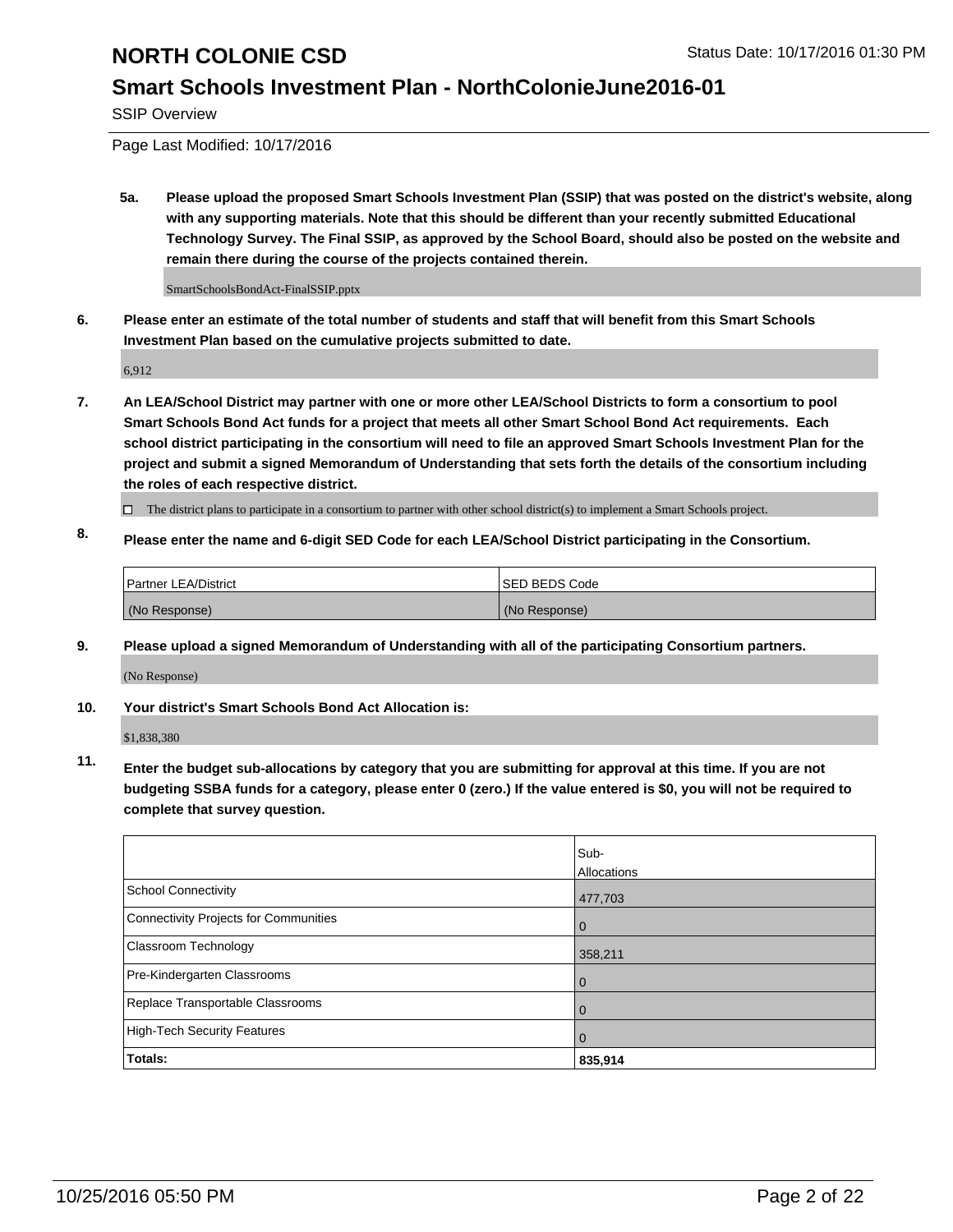# NORTH COLONIE CSD

Status Date: 10/17/2016 01:30 PM

## Smart Schools Investment Plan - NorthColonieJune2016-01

SSIP Overview

Page Last Modified: 10/17/2016

**5a. Please upload the proposed Smart Schools Investment Plan (SSIP) that was posted on the district's website, along with any supporting materials. Note that this should be different than your recently submitted Educational Technology Survey. The Final SSIP, as approved by the School Board, should also be posted on the website and remain there during the course of the projects contained therein.**

SmartSchoolsBondAct-FinalSSIP.pptx

**6. Please enter an estimate of the total number of students and staff that will benefit from this Smart Schools Investment Plan based on the cumulative projects submitted to date.**

6,912

**7. An LEA/School District may partner with one or more other LEA/School Districts to form a consortium to pool Smart Schools Bond Act funds for a project that meets all other Smart School Bond Act requirements. Each school district participating in the consortium will need to file an approved Smart Schools Investment Plan for the project and submit a signed Memorandum of Understanding that sets forth the details of the consortium including the roles of each respective district.**

☐ The district plans to participate in a consortium to partner with other school district(s) to implement a Smart Schools project.

**8. Please enter the name and 6-digit SED Code for each LEA/School District participating in the Consortium.**

| Partner LEA/District | SED BEDS Code |
|---|---|
| (No Response) | (No Response) |

**9. Please upload a signed Memorandum of Understanding with all of the participating Consortium partners.**

(No Response)

**10. Your district's Smart Schools Bond Act Allocation is:**

$1,838,380

**11. Enter the budget sub-allocations by category that you are submitting for approval at this time. If you are not budgeting SSBA funds for a category, please enter 0 (zero.) If the value entered is $0, you will not be required to complete that survey question.**

| | Sub-Allocations |
|---|---|
| School Connectivity | 477,703 |
| Connectivity Projects for Communities | 0 |
| Classroom Technology | 358,211 |
| Pre-Kindergarten Classrooms | 0 |
| Replace Transportable Classrooms | 0 |
| High-Tech Security Features | 0 |
| **Totals:** | **835,914** |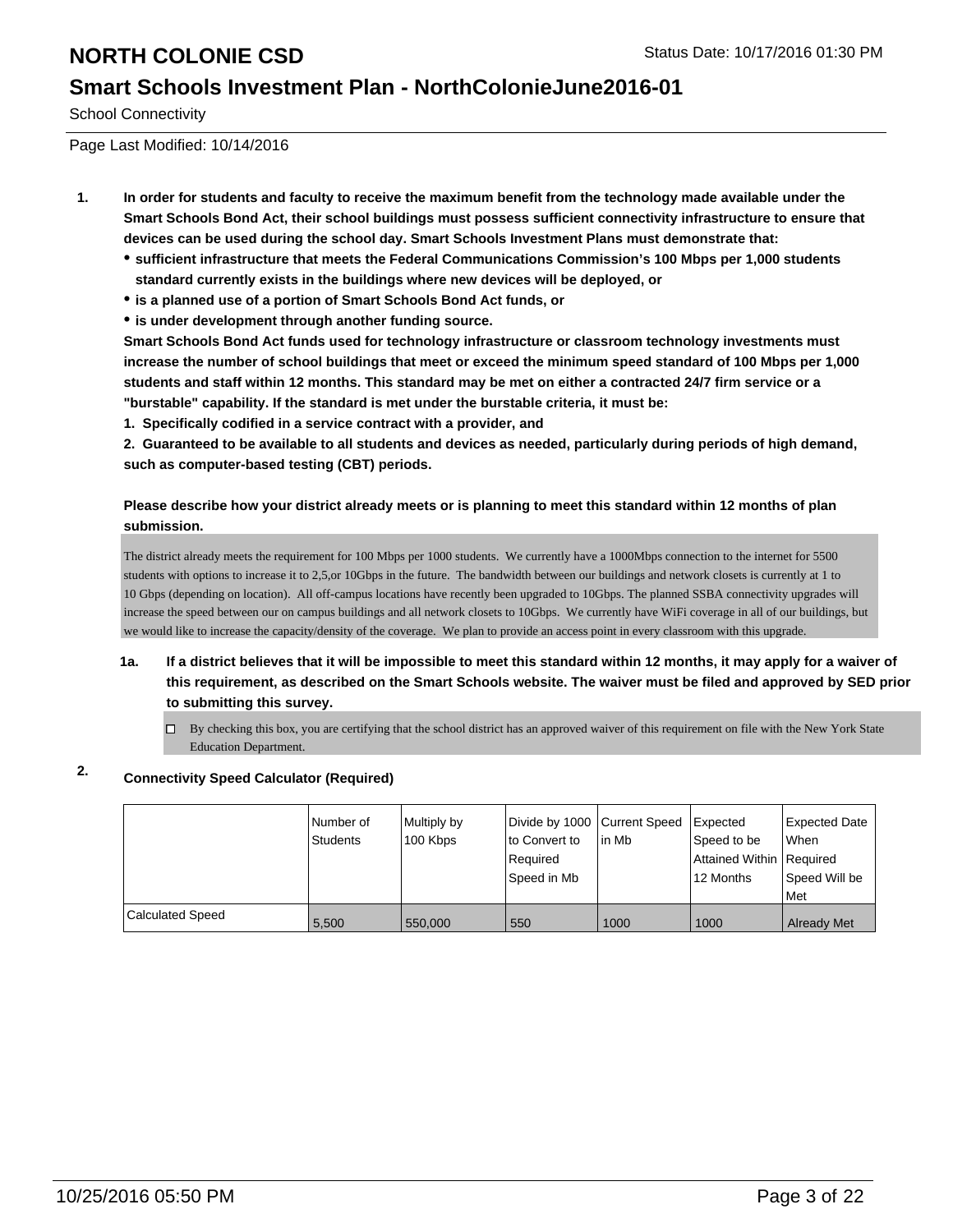# NORTH COLONIE CSD

Status Date: 10/17/2016 01:30 PM

## Smart Schools Investment Plan - NorthColonieJune2016-01

School Connectivity

Page Last Modified: 10/14/2016

**1. In order for students and faculty to receive the maximum benefit from the technology made available under the Smart Schools Bond Act, their school buildings must possess sufficient connectivity infrastructure to ensure that devices can be used during the school day. Smart Schools Investment Plans must demonstrate that:**

- **sufficient infrastructure that meets the Federal Communications Commission's 100 Mbps per 1,000 students standard currently exists in the buildings where new devices will be deployed, or**
- **is a planned use of a portion of Smart Schools Bond Act funds, or**
- **is under development through another funding source.**

**Smart Schools Bond Act funds used for technology infrastructure or classroom technology investments must increase the number of school buildings that meet or exceed the minimum speed standard of 100 Mbps per 1,000 students and staff within 12 months. This standard may be met on either a contracted 24/7 firm service or a "burstable" capability. If the standard is met under the burstable criteria, it must be:**

**1. Specifically codified in a service contract with a provider, and**

**2. Guaranteed to be available to all students and devices as needed, particularly during periods of high demand, such as computer-based testing (CBT) periods.**

**Please describe how your district already meets or is planning to meet this standard within 12 months of plan submission.**

The district already meets the requirement for 100 Mbps per 1000 students. We currently have a 1000Mbps connection to the internet for 5500 students with options to increase it to 2,5,or 10Gbps in the future. The bandwidth between our buildings and network closets is currently at 1 to 10 Gbps (depending on location). All off-campus locations have recently been upgraded to 10Gbps. The planned SSBA connectivity upgrades will increase the speed between our on campus buildings and all network closets to 10Gbps. We currently have WiFi coverage in all of our buildings, but we would like to increase the capacity/density of the coverage. We plan to provide an access point in every classroom with this upgrade.

**1a. If a district believes that it will be impossible to meet this standard within 12 months, it may apply for a waiver of this requirement, as described on the Smart Schools website. The waiver must be filed and approved by SED prior to submitting this survey.**

☐ By checking this box, you are certifying that the school district has an approved waiver of this requirement on file with the New York State Education Department.

**2. Connectivity Speed Calculator (Required)**

| | Number of Students | Multiply by 100 Kbps | Divide by 1000 to Convert to Required Speed in Mb | Current Speed in Mb | Expected Speed to be Attained Within 12 Months | Expected Date When Required Speed Will be Met |
|---|---|---|---|---|---|---|
| Calculated Speed | 5,500 | 550,000 | 550 | 1000 | 1000 | Already Met |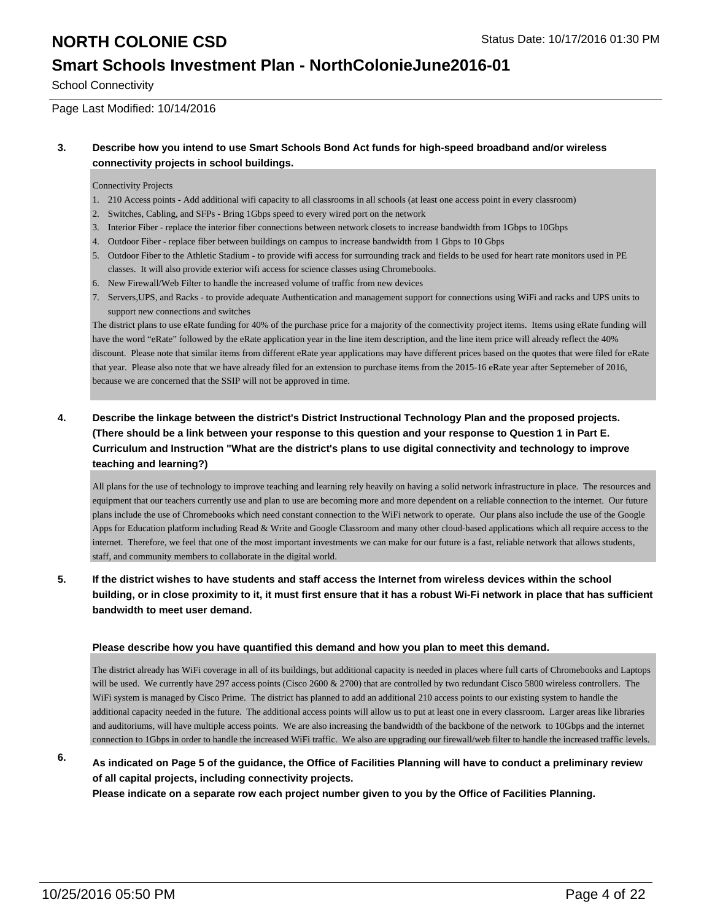School Connectivity

Page Last Modified: 10/14/2016

**3. Describe how you intend to use Smart Schools Bond Act funds for high-speed broadband and/or wireless connectivity projects in school buildings.**

Connectivity Projects

1. 210 Access points - Add additional wifi capacity to all classrooms in all schools (at least one access point in every classroom)
2. Switches, Cabling, and SFPs - Bring 1Gbps speed to every wired port on the network
3. Interior Fiber - replace the interior fiber connections between network closets to increase bandwidth from 1Gbps to 10Gbps
4. Outdoor Fiber - replace fiber between buildings on campus to increase bandwidth from 1 Gbps to 10 Gbps
5. Outdoor Fiber to the Athletic Stadium - to provide wifi access for surrounding track and fields to be used for heart rate monitors used in PE classes. It will also provide exterior wifi access for science classes using Chromebooks.
6. New Firewall/Web Filter to handle the increased volume of traffic from new devices
7. Servers,UPS, and Racks - to provide adequate Authentication and management support for connections using WiFi and racks and UPS units to support new connections and switches

The district plans to use eRate funding for 40% of the purchase price for a majority of the connectivity project items. Items using eRate funding will have the word "eRate" followed by the eRate application year in the line item description, and the line item price will already reflect the 40% discount. Please note that similar items from different eRate year applications may have different prices based on the quotes that were filed for eRate that year. Please also note that we have already filed for an extension to purchase items from the 2015-16 eRate year after Septemeber of 2016, because we are concerned that the SSIP will not be approved in time.

**4. Describe the linkage between the district's District Instructional Technology Plan and the proposed projects. (There should be a link between your response to this question and your response to Question 1 in Part E. Curriculum and Instruction "What are the district's plans to use digital connectivity and technology to improve teaching and learning?)**

All plans for the use of technology to improve teaching and learning rely heavily on having a solid network infrastructure in place. The resources and equipment that our teachers currently use and plan to use are becoming more and more dependent on a reliable connection to the internet. Our future plans include the use of Chromebooks which need constant connection to the WiFi network to operate. Our plans also include the use of the Google Apps for Education platform including Read & Write and Google Classroom and many other cloud-based applications which all require access to the internet. Therefore, we feel that one of the most important investments we can make for our future is a fast, reliable network that allows students, staff, and community members to collaborate in the digital world.

**5. If the district wishes to have students and staff access the Internet from wireless devices within the school building, or in close proximity to it, it must first ensure that it has a robust Wi-Fi network in place that has sufficient bandwidth to meet user demand.**

**Please describe how you have quantified this demand and how you plan to meet this demand.**

The district already has WiFi coverage in all of its buildings, but additional capacity is needed in places where full carts of Chromebooks and Laptops will be used. We currently have 297 access points (Cisco 2600 & 2700) that are controlled by two redundant Cisco 5800 wireless controllers. The WiFi system is managed by Cisco Prime. The district has planned to add an additional 210 access points to our existing system to handle the additional capacity needed in the future. The additional access points will allow us to put at least one in every classroom. Larger areas like libraries and auditoriums, will have multiple access points. We are also increasing the bandwidth of the backbone of the network to 10Gbps and the internet connection to 1Gbps in order to handle the increased WiFi traffic. We also are upgrading our firewall/web filter to handle the increased traffic levels.

**6. As indicated on Page 5 of the guidance, the Office of Facilities Planning will have to conduct a preliminary review of all capital projects, including connectivity projects.**
**Please indicate on a separate row each project number given to you by the Office of Facilities Planning.**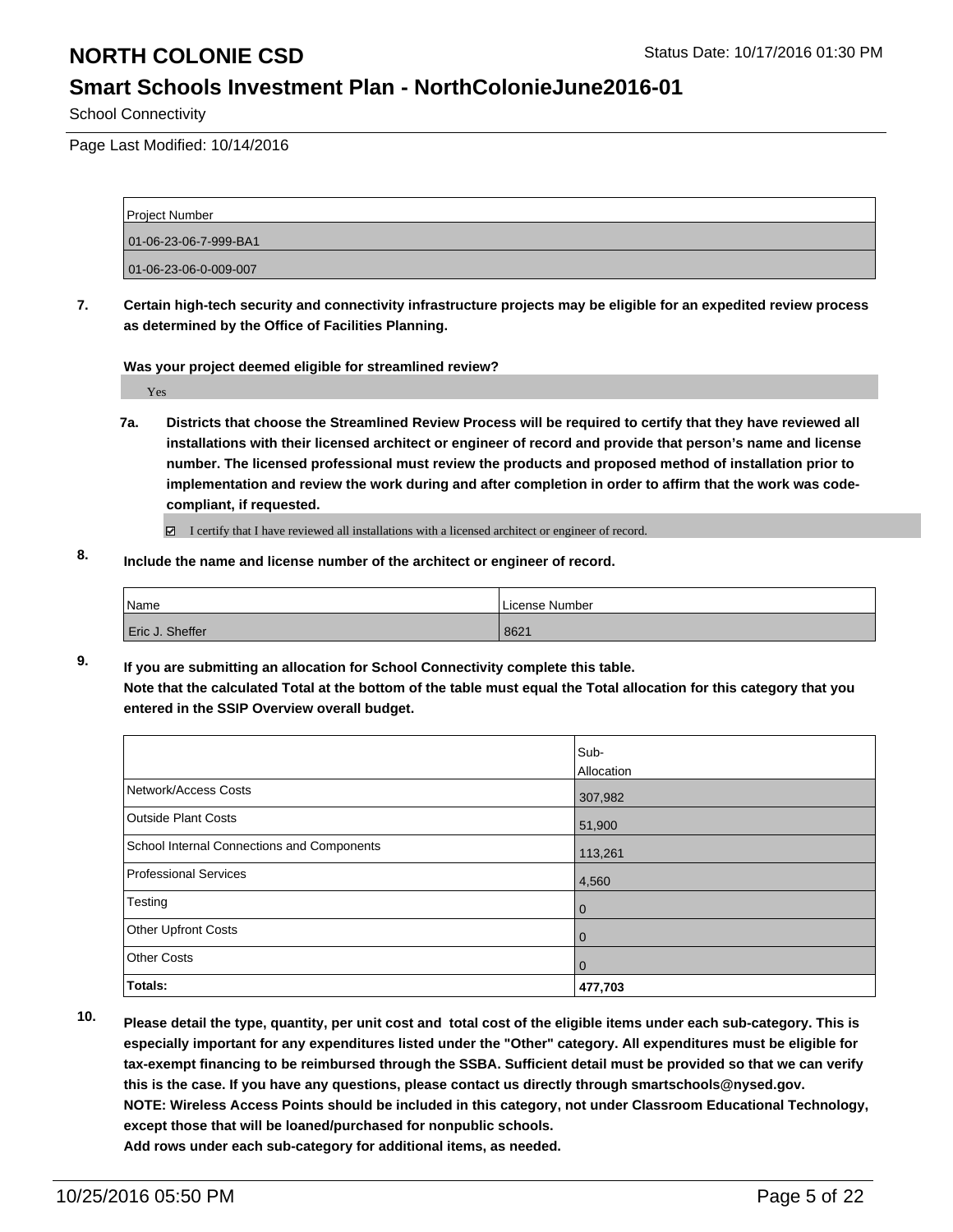| Project Number |
| --- |
| 01-06-23-06-7-999-BA1 |
| 01-06-23-06-0-009-007 |

**7. Certain high-tech security and connectivity infrastructure projects may be eligible for an expedited review process as determined by the Office of Facilities Planning.**

**Was your project deemed eligible for streamlined review?**

Yes

**7a. Districts that choose the Streamlined Review Process will be required to certify that they have reviewed all installations with their licensed architect or engineer of record and provide that person's name and license number. The licensed professional must review the products and proposed method of installation prior to implementation and review the work during and after completion in order to affirm that the work was code-compliant, if requested.**

☑ I certify that I have reviewed all installations with a licensed architect or engineer of record.

**8. Include the name and license number of the architect or engineer of record.**

| Name | License Number |
| --- | --- |
| Eric J. Sheffer | 8621 |

**9. If you are submitting an allocation for School Connectivity complete this table.**
**Note that the calculated Total at the bottom of the table must equal the Total allocation for this category that you entered in the SSIP Overview overall budget.**

| | Sub-Allocation |
| --- | --- |
| Network/Access Costs | 307,982 |
| Outside Plant Costs | 51,900 |
| School Internal Connections and Components | 113,261 |
| Professional Services | 4,560 |
| Testing | 0 |
| Other Upfront Costs | 0 |
| Other Costs | 0 |
| **Totals:** | **477,703** |

**10. Please detail the type, quantity, per unit cost and total cost of the eligible items under each sub-category. This is especially important for any expenditures listed under the "Other" category. All expenditures must be eligible for tax-exempt financing to be reimbursed through the SSBA. Sufficient detail must be provided so that we can verify this is the case. If you have any questions, please contact us directly through smartschools@nysed.gov.**
**NOTE: Wireless Access Points should be included in this category, not under Classroom Educational Technology, except those that will be loaned/purchased for nonpublic schools.**
**Add rows under each sub-category for additional items, as needed.**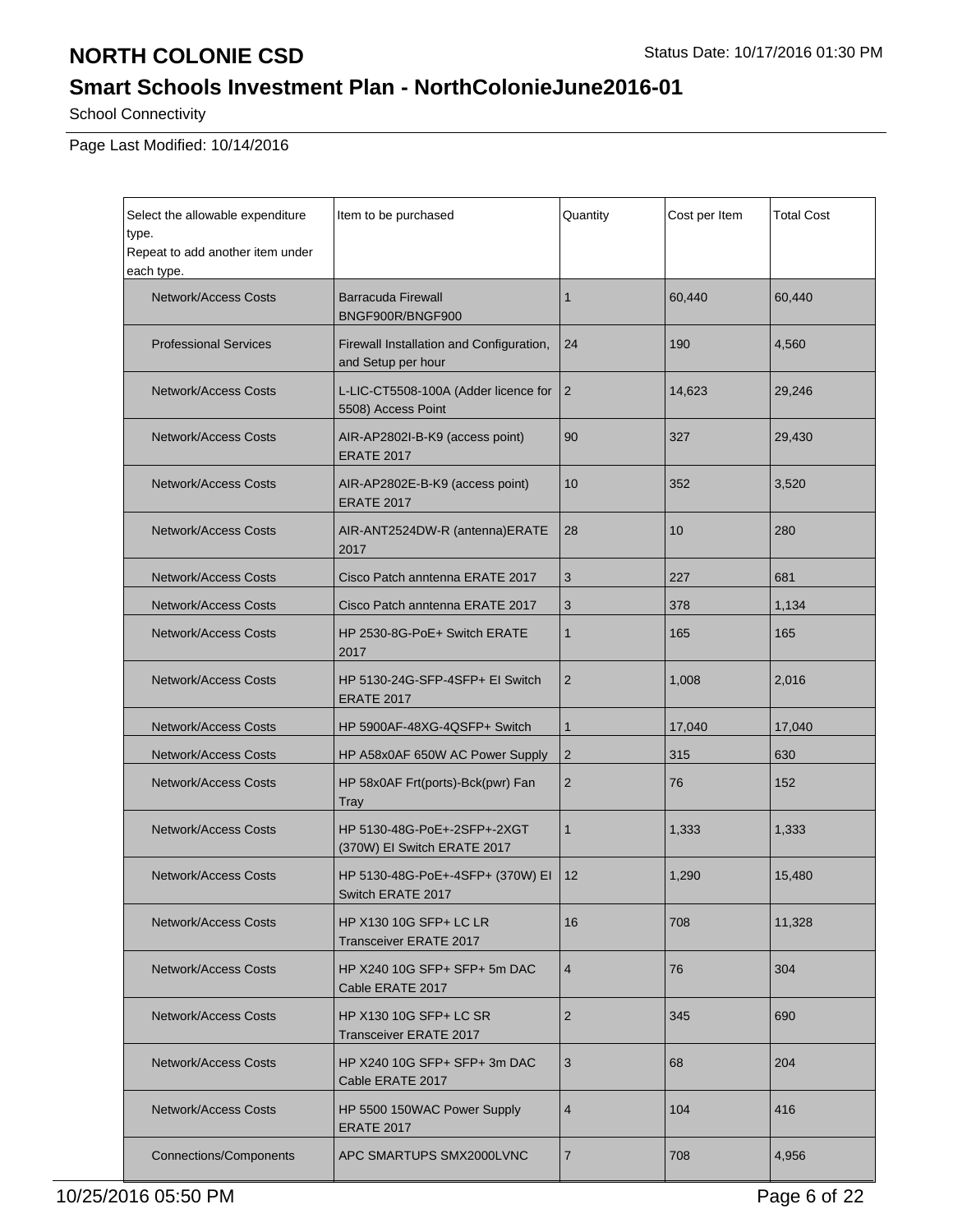# NORTH COLONIE CSD

## Smart Schools Investment Plan - NorthColonieJune2016-01

School Connectivity

Page Last Modified: 10/14/2016

| Select the allowable expenditure type. Repeat to add another item under each type. | Item to be purchased | Quantity | Cost per Item | Total Cost |
|---|---|---|---|---|
| Network/Access Costs | Barracuda Firewall BNGF900R/BNGF900 | 1 | 60,440 | 60,440 |
| Professional Services | Firewall Installation and Configuration, and Setup per hour | 24 | 190 | 4,560 |
| Network/Access Costs | L-LIC-CT5508-100A (Adder licence for 5508) Access Point | 2 | 14,623 | 29,246 |
| Network/Access Costs | AIR-AP2802I-B-K9 (access point) ERATE 2017 | 90 | 327 | 29,430 |
| Network/Access Costs | AIR-AP2802E-B-K9 (access point) ERATE 2017 | 10 | 352 | 3,520 |
| Network/Access Costs | AIR-ANT2524DW-R (antenna)ERATE 2017 | 28 | 10 | 280 |
| Network/Access Costs | Cisco Patch anntenna ERATE 2017 | 3 | 227 | 681 |
| Network/Access Costs | Cisco Patch anntenna ERATE 2017 | 3 | 378 | 1,134 |
| Network/Access Costs | HP 2530-8G-PoE+ Switch ERATE 2017 | 1 | 165 | 165 |
| Network/Access Costs | HP 5130-24G-SFP-4SFP+ EI Switch ERATE 2017 | 2 | 1,008 | 2,016 |
| Network/Access Costs | HP 5900AF-48XG-4QSFP+ Switch | 1 | 17,040 | 17,040 |
| Network/Access Costs | HP A58x0AF 650W AC Power Supply | 2 | 315 | 630 |
| Network/Access Costs | HP 58x0AF Frt(ports)-Bck(pwr) Fan Tray | 2 | 76 | 152 |
| Network/Access Costs | HP 5130-48G-PoE+-2SFP+-2XGT (370W) EI Switch ERATE 2017 | 1 | 1,333 | 1,333 |
| Network/Access Costs | HP 5130-48G-PoE+-4SFP+ (370W) EI Switch ERATE 2017 | 12 | 1,290 | 15,480 |
| Network/Access Costs | HP X130 10G SFP+ LC LR Transceiver ERATE 2017 | 16 | 708 | 11,328 |
| Network/Access Costs | HP X240 10G SFP+ SFP+ 5m DAC Cable ERATE 2017 | 4 | 76 | 304 |
| Network/Access Costs | HP X130 10G SFP+ LC SR Transceiver ERATE 2017 | 2 | 345 | 690 |
| Network/Access Costs | HP X240 10G SFP+ SFP+ 3m DAC Cable ERATE 2017 | 3 | 68 | 204 |
| Network/Access Costs | HP 5500 150WAC Power Supply ERATE 2017 | 4 | 104 | 416 |
| Connections/Components | APC SMARTUPS SMX2000LVNC | 7 | 708 | 4,956 |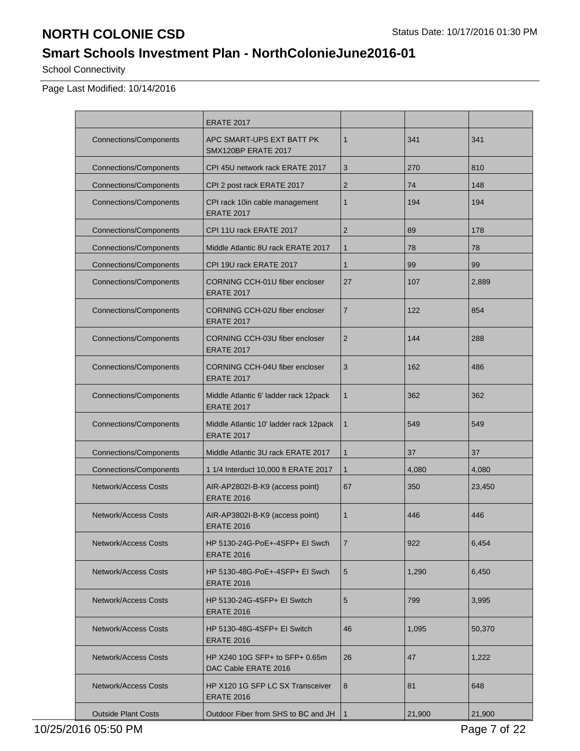# NORTH COLONIE CSD

## Smart Schools Investment Plan - NorthColonieJune2016-01

School Connectivity

Page Last Modified: 10/14/2016

| | | | | |
|---|---|---|---|---|
| | ERATE 2017 | | | |
| Connections/Components | APC SMART-UPS EXT BATT PK SMX120BP ERATE 2017 | 1 | 341 | 341 |
| Connections/Components | CPI 45U network rack ERATE 2017 | 3 | 270 | 810 |
| Connections/Components | CPI 2 post rack ERATE 2017 | 2 | 74 | 148 |
| Connections/Components | CPI rack 10in cable management ERATE 2017 | 1 | 194 | 194 |
| Connections/Components | CPI 11U rack ERATE 2017 | 2 | 89 | 178 |
| Connections/Components | Middle Atlantic 8U rack ERATE 2017 | 1 | 78 | 78 |
| Connections/Components | CPI 19U rack ERATE 2017 | 1 | 99 | 99 |
| Connections/Components | CORNING CCH-01U fiber encloser ERATE 2017 | 27 | 107 | 2,889 |
| Connections/Components | CORNING CCH-02U fiber encloser ERATE 2017 | 7 | 122 | 854 |
| Connections/Components | CORNING CCH-03U fiber encloser ERATE 2017 | 2 | 144 | 288 |
| Connections/Components | CORNING CCH-04U fiber encloser ERATE 2017 | 3 | 162 | 486 |
| Connections/Components | Middle Atlantic 6' ladder rack 12pack ERATE 2017 | 1 | 362 | 362 |
| Connections/Components | Middle Atlantic 10' ladder rack 12pack ERATE 2017 | 1 | 549 | 549 |
| Connections/Components | Middle Atlantic 3U rack ERATE 2017 | 1 | 37 | 37 |
| Connections/Components | 1 1/4 Interduct 10,000 ft ERATE 2017 | 1 | 4,080 | 4,080 |
| Network/Access Costs | AIR-AP2802I-B-K9 (access point) ERATE 2016 | 67 | 350 | 23,450 |
| Network/Access Costs | AIR-AP3802I-B-K9 (access point) ERATE 2016 | 1 | 446 | 446 |
| Network/Access Costs | HP 5130-24G-PoE+-4SFP+ EI Swch ERATE 2016 | 7 | 922 | 6,454 |
| Network/Access Costs | HP 5130-48G-PoE+-4SFP+ EI Swch ERATE 2016 | 5 | 1,290 | 6,450 |
| Network/Access Costs | HP 5130-24G-4SFP+ EI Switch ERATE 2016 | 5 | 799 | 3,995 |
| Network/Access Costs | HP 5130-48G-4SFP+ EI Switch ERATE 2016 | 46 | 1,095 | 50,370 |
| Network/Access Costs | HP X240 10G SFP+ to SFP+ 0.65m DAC Cable ERATE 2016 | 26 | 47 | 1,222 |
| Network/Access Costs | HP X120 1G SFP LC SX Transceiver ERATE 2016 | 8 | 81 | 648 |
| Outside Plant Costs | Outdoor Fiber from SHS to BC and JH | 1 | 21,900 | 21,900 |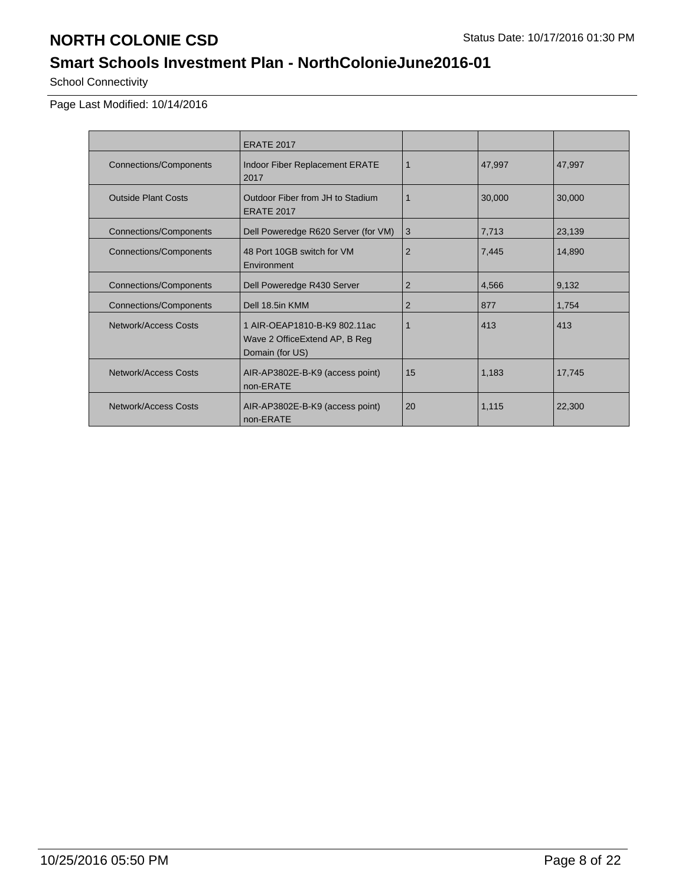# NORTH COLONIE CSD

## Smart Schools Investment Plan - NorthColonieJune2016-01

School Connectivity

Page Last Modified: 10/14/2016

| | | | | |
|---|---|---|---|---|
| | ERATE 2017 | | | |
| Connections/Components | Indoor Fiber Replacement ERATE 2017 | 1 | 47,997 | 47,997 |
| Outside Plant Costs | Outdoor Fiber from JH to Stadium ERATE 2017 | 1 | 30,000 | 30,000 |
| Connections/Components | Dell Poweredge R620 Server (for VM) | 3 | 7,713 | 23,139 |
| Connections/Components | 48 Port 10GB switch for VM Environment | 2 | 7,445 | 14,890 |
| Connections/Components | Dell Poweredge R430 Server | 2 | 4,566 | 9,132 |
| Connections/Components | Dell 18.5in KMM | 2 | 877 | 1,754 |
| Network/Access Costs | 1 AIR-OEAP1810-B-K9 802.11ac Wave 2 OfficeExtend AP, B Reg Domain (for US) | 1 | 413 | 413 |
| Network/Access Costs | AIR-AP3802E-B-K9 (access point) non-ERATE | 15 | 1,183 | 17,745 |
| Network/Access Costs | AIR-AP3802E-B-K9 (access point) non-ERATE | 20 | 1,115 | 22,300 |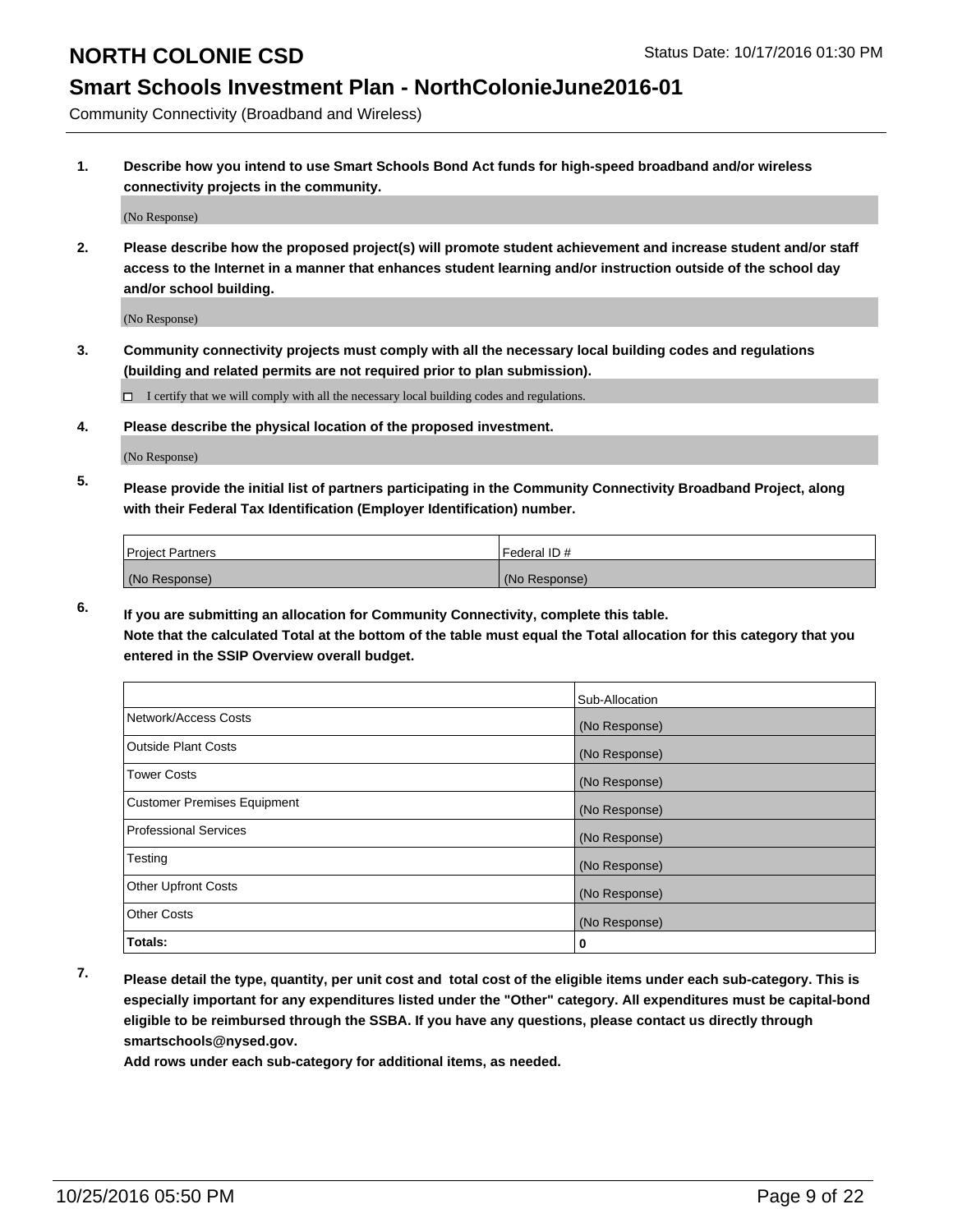# NORTH COLONIE CSD

Status Date: 10/17/2016 01:30 PM

## Smart Schools Investment Plan - NorthColonieJune2016-01

Community Connectivity (Broadband and Wireless)

**1. Describe how you intend to use Smart Schools Bond Act funds for high-speed broadband and/or wireless connectivity projects in the community.**

(No Response)

**2. Please describe how the proposed project(s) will promote student achievement and increase student and/or staff access to the Internet in a manner that enhances student learning and/or instruction outside of the school day and/or school building.**

(No Response)

**3. Community connectivity projects must comply with all the necessary local building codes and regulations (building and related permits are not required prior to plan submission).**

☐ I certify that we will comply with all the necessary local building codes and regulations.

**4. Please describe the physical location of the proposed investment.**

(No Response)

**5. Please provide the initial list of partners participating in the Community Connectivity Broadband Project, along with their Federal Tax Identification (Employer Identification) number.**

| Project Partners | Federal ID # |
|---|---|
| (No Response) | (No Response) |

**6. If you are submitting an allocation for Community Connectivity, complete this table. Note that the calculated Total at the bottom of the table must equal the Total allocation for this category that you entered in the SSIP Overview overall budget.**

| | Sub-Allocation |
|---|---|
| Network/Access Costs | (No Response) |
| Outside Plant Costs | (No Response) |
| Tower Costs | (No Response) |
| Customer Premises Equipment | (No Response) |
| Professional Services | (No Response) |
| Testing | (No Response) |
| Other Upfront Costs | (No Response) |
| Other Costs | (No Response) |
| **Totals:** | **0** |

**7. Please detail the type, quantity, per unit cost and total cost of the eligible items under each sub-category. This is especially important for any expenditures listed under the "Other" category. All expenditures must be capital-bond eligible to be reimbursed through the SSBA. If you have any questions, please contact us directly through smartschools@nysed.gov.**

**Add rows under each sub-category for additional items, as needed.**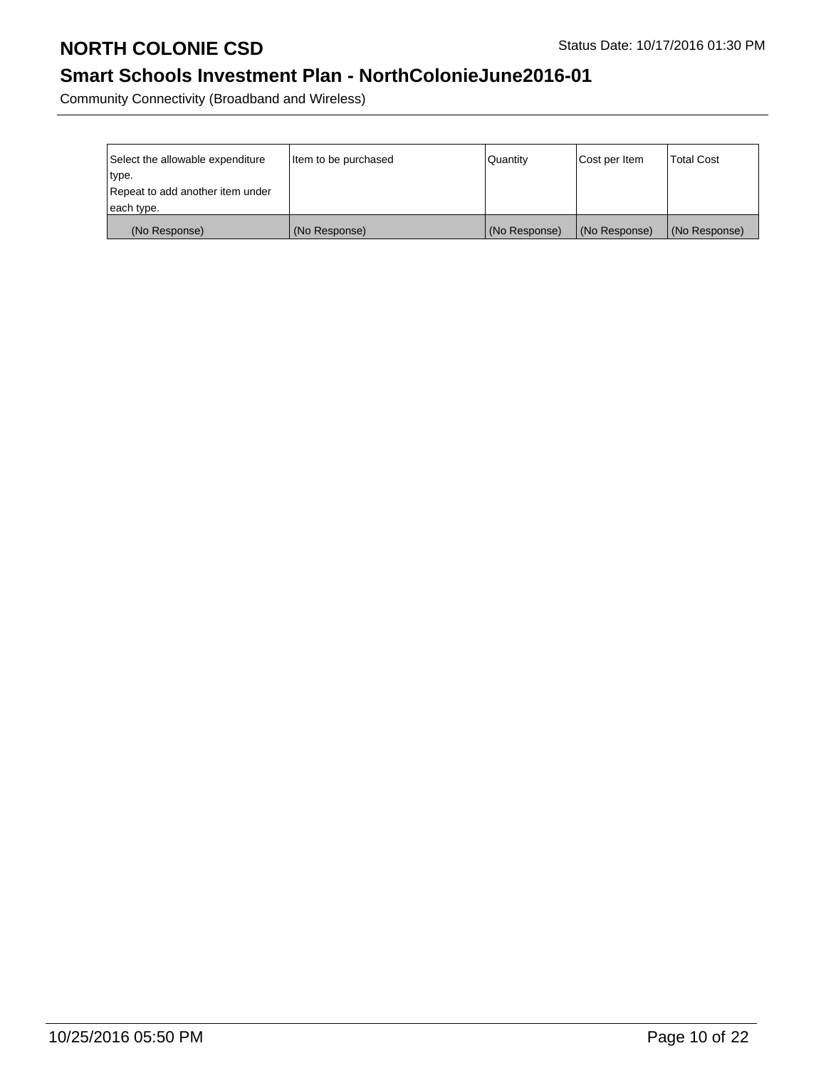| Select the allowable expenditure type. Repeat to add another item under each type. | Item to be purchased | Quantity | Cost per Item | Total Cost |
|---|---|---|---|---|
| (No Response) | (No Response) | (No Response) | (No Response) | (No Response) |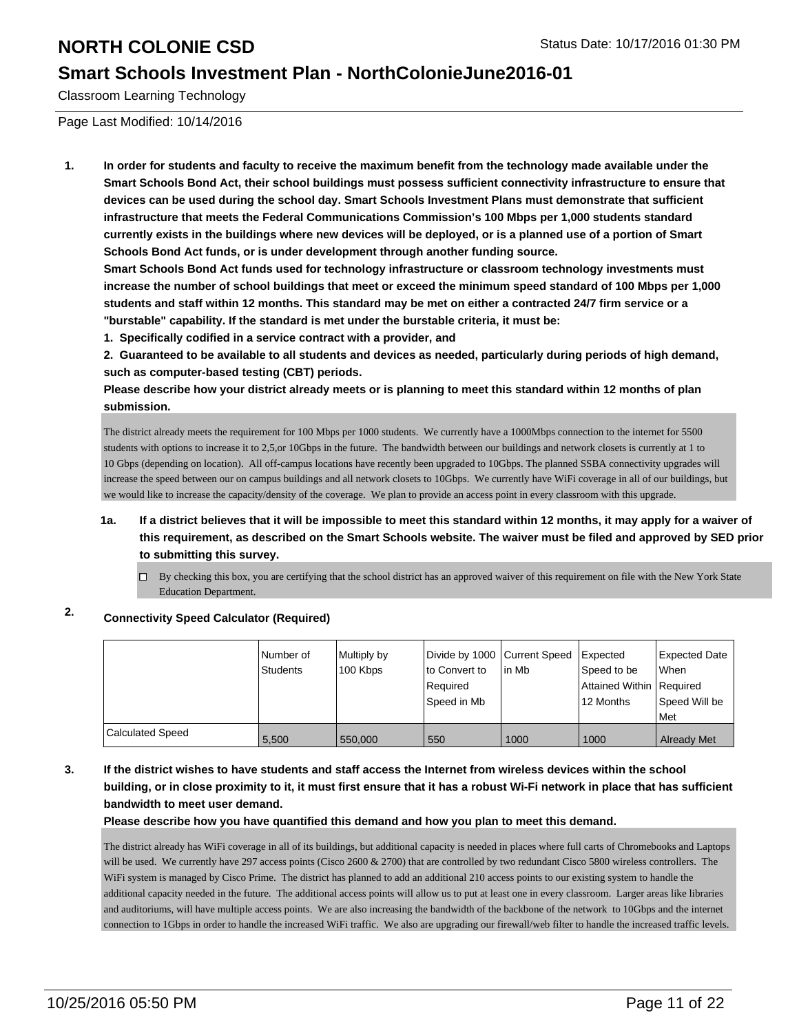# NORTH COLONIE CSD

## Smart Schools Investment Plan - NorthColonieJune2016-01

Classroom Learning Technology

Page Last Modified: 10/14/2016

**1. In order for students and faculty to receive the maximum benefit from the technology made available under the Smart Schools Bond Act, their school buildings must possess sufficient connectivity infrastructure to ensure that devices can be used during the school day. Smart Schools Investment Plans must demonstrate that sufficient infrastructure that meets the Federal Communications Commission's 100 Mbps per 1,000 students standard currently exists in the buildings where new devices will be deployed, or is a planned use of a portion of Smart Schools Bond Act funds, or is under development through another funding source.**

**Smart Schools Bond Act funds used for technology infrastructure or classroom technology investments must increase the number of school buildings that meet or exceed the minimum speed standard of 100 Mbps per 1,000 students and staff within 12 months. This standard may be met on either a contracted 24/7 firm service or a "burstable" capability. If the standard is met under the burstable criteria, it must be:**

**1. Specifically codified in a service contract with a provider, and**

**2. Guaranteed to be available to all students and devices as needed, particularly during periods of high demand, such as computer-based testing (CBT) periods.**

**Please describe how your district already meets or is planning to meet this standard within 12 months of plan submission.**

The district already meets the requirement for 100 Mbps per 1000 students. We currently have a 1000Mbps connection to the internet for 5500 students with options to increase it to 2,5,or 10Gbps in the future. The bandwidth between our buildings and network closets is currently at 1 to 10 Gbps (depending on location). All off-campus locations have recently been upgraded to 10Gbps. The planned SSBA connectivity upgrades will increase the speed between our on campus buildings and all network closets to 10Gbps. We currently have WiFi coverage in all of our buildings, but we would like to increase the capacity/density of the coverage. We plan to provide an access point in every classroom with this upgrade.

**1a. If a district believes that it will be impossible to meet this standard within 12 months, it may apply for a waiver of this requirement, as described on the Smart Schools website. The waiver must be filed and approved by SED prior to submitting this survey.**

☐ By checking this box, you are certifying that the school district has an approved waiver of this requirement on file with the New York State Education Department.

**2. Connectivity Speed Calculator (Required)**

| | Number of Students | Multiply by 100 Kbps | Divide by 1000 to Convert to Required Speed in Mb | Current Speed in Mb | Expected Speed to be Attained Within 12 Months | Expected Date When Required Speed Will be Met |
|---|---|---|---|---|---|---|
| Calculated Speed | 5,500 | 550,000 | 550 | 1000 | 1000 | Already Met |

**3. If the district wishes to have students and staff access the Internet from wireless devices within the school building, or in close proximity to it, it must first ensure that it has a robust Wi-Fi network in place that has sufficient bandwidth to meet user demand.**

**Please describe how you have quantified this demand and how you plan to meet this demand.**

The district already has WiFi coverage in all of its buildings, but additional capacity is needed in places where full carts of Chromebooks and Laptops will be used. We currently have 297 access points (Cisco 2600 & 2700) that are controlled by two redundant Cisco 5800 wireless controllers. The WiFi system is managed by Cisco Prime. The district has planned to add an additional 210 access points to our existing system to handle the additional capacity needed in the future. The additional access points will allow us to put at least one in every classroom. Larger areas like libraries and auditoriums, will have multiple access points. We are also increasing the bandwidth of the backbone of the network to 10Gbps and the internet connection to 1Gbps in order to handle the increased WiFi traffic. We also are upgrading our firewall/web filter to handle the increased traffic levels.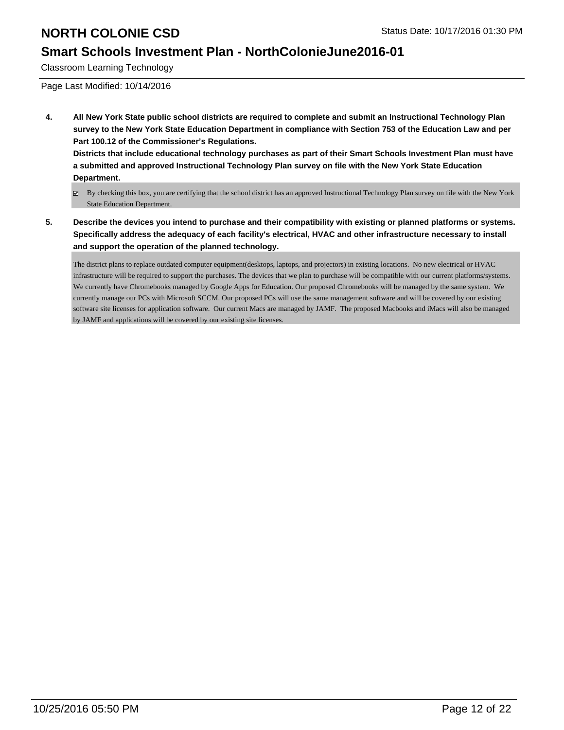**4. All New York State public school districts are required to complete and submit an Instructional Technology Plan survey to the New York State Education Department in compliance with Section 753 of the Education Law and per Part 100.12 of the Commissioner's Regulations.**

**Districts that include educational technology purchases as part of their Smart Schools Investment Plan must have a submitted and approved Instructional Technology Plan survey on file with the New York State Education Department.**

☑ By checking this box, you are certifying that the school district has an approved Instructional Technology Plan survey on file with the New York State Education Department.

**5. Describe the devices you intend to purchase and their compatibility with existing or planned platforms or systems. Specifically address the adequacy of each facility's electrical, HVAC and other infrastructure necessary to install and support the operation of the planned technology.**

The district plans to replace outdated computer equipment(desktops, laptops, and projectors) in existing locations. No new electrical or HVAC infrastructure will be required to support the purchases. The devices that we plan to purchase will be compatible with our current platforms/systems. We currently have Chromebooks managed by Google Apps for Education. Our proposed Chromebooks will be managed by the same system. We currently manage our PCs with Microsoft SCCM. Our proposed PCs will use the same management software and will be covered by our existing software site licenses for application software. Our current Macs are managed by JAMF. The proposed Macbooks and iMacs will also be managed by JAMF and applications will be covered by our existing site licenses.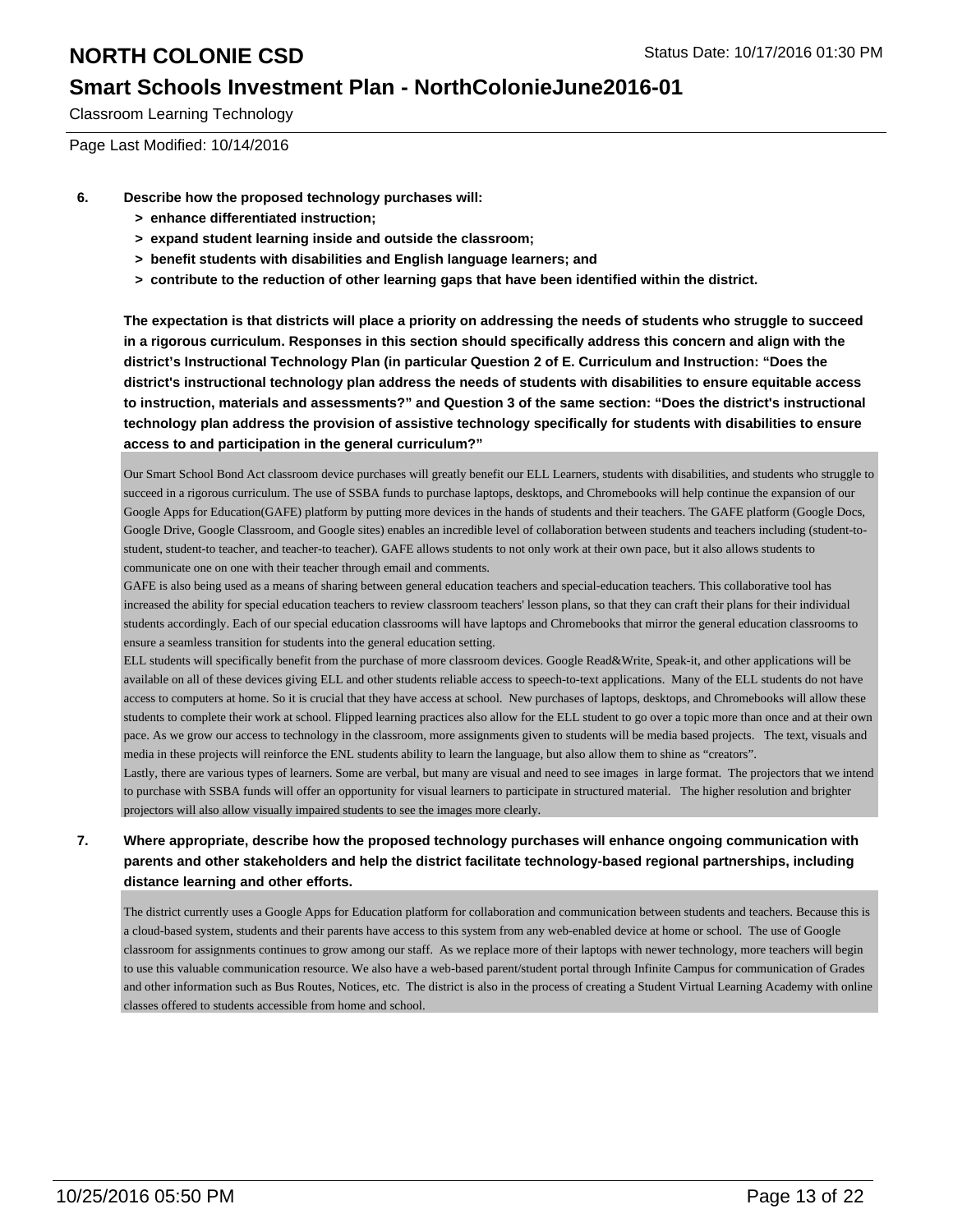Classroom Learning Technology

Page Last Modified: 10/14/2016

**6. Describe how the proposed technology purchases will:**
- **> enhance differentiated instruction;**
- **> expand student learning inside and outside the classroom;**
- **> benefit students with disabilities and English language learners; and**
- **> contribute to the reduction of other learning gaps that have been identified within the district.**

**The expectation is that districts will place a priority on addressing the needs of students who struggle to succeed in a rigorous curriculum. Responses in this section should specifically address this concern and align with the district's Instructional Technology Plan (in particular Question 2 of E. Curriculum and Instruction: "Does the district's instructional technology plan address the needs of students with disabilities to ensure equitable access to instruction, materials and assessments?" and Question 3 of the same section: "Does the district's instructional technology plan address the provision of assistive technology specifically for students with disabilities to ensure access to and participation in the general curriculum?"**

Our Smart School Bond Act classroom device purchases will greatly benefit our ELL Learners, students with disabilities, and students who struggle to succeed in a rigorous curriculum. The use of SSBA funds to purchase laptops, desktops, and Chromebooks will help continue the expansion of our Google Apps for Education(GAFE) platform by putting more devices in the hands of students and their teachers. The GAFE platform (Google Docs, Google Drive, Google Classroom, and Google sites) enables an incredible level of collaboration between students and teachers including (student-to-student, student-to teacher, and teacher-to teacher). GAFE allows students to not only work at their own pace, but it also allows students to communicate one on one with their teacher through email and comments.

GAFE is also being used as a means of sharing between general education teachers and special-education teachers. This collaborative tool has increased the ability for special education teachers to review classroom teachers' lesson plans, so that they can craft their plans for their individual students accordingly. Each of our special education classrooms will have laptops and Chromebooks that mirror the general education classrooms to ensure a seamless transition for students into the general education setting.

ELL students will specifically benefit from the purchase of more classroom devices. Google Read&Write, Speak-it, and other applications will be available on all of these devices giving ELL and other students reliable access to speech-to-text applications. Many of the ELL students do not have access to computers at home. So it is crucial that they have access at school. New purchases of laptops, desktops, and Chromebooks will allow these students to complete their work at school. Flipped learning practices also allow for the ELL student to go over a topic more than once and at their own pace. As we grow our access to technology in the classroom, more assignments given to students will be media based projects. The text, visuals and media in these projects will reinforce the ENL students ability to learn the language, but also allow them to shine as "creators".

Lastly, there are various types of learners. Some are verbal, but many are visual and need to see images in large format. The projectors that we intend to purchase with SSBA funds will offer an opportunity for visual learners to participate in structured material. The higher resolution and brighter projectors will also allow visually impaired students to see the images more clearly.

**7. Where appropriate, describe how the proposed technology purchases will enhance ongoing communication with parents and other stakeholders and help the district facilitate technology-based regional partnerships, including distance learning and other efforts.**

The district currently uses a Google Apps for Education platform for collaboration and communication between students and teachers. Because this is a cloud-based system, students and their parents have access to this system from any web-enabled device at home or school. The use of Google classroom for assignments continues to grow among our staff. As we replace more of their laptops with newer technology, more teachers will begin to use this valuable communication resource. We also have a web-based parent/student portal through Infinite Campus for communication of Grades and other information such as Bus Routes, Notices, etc. The district is also in the process of creating a Student Virtual Learning Academy with online classes offered to students accessible from home and school.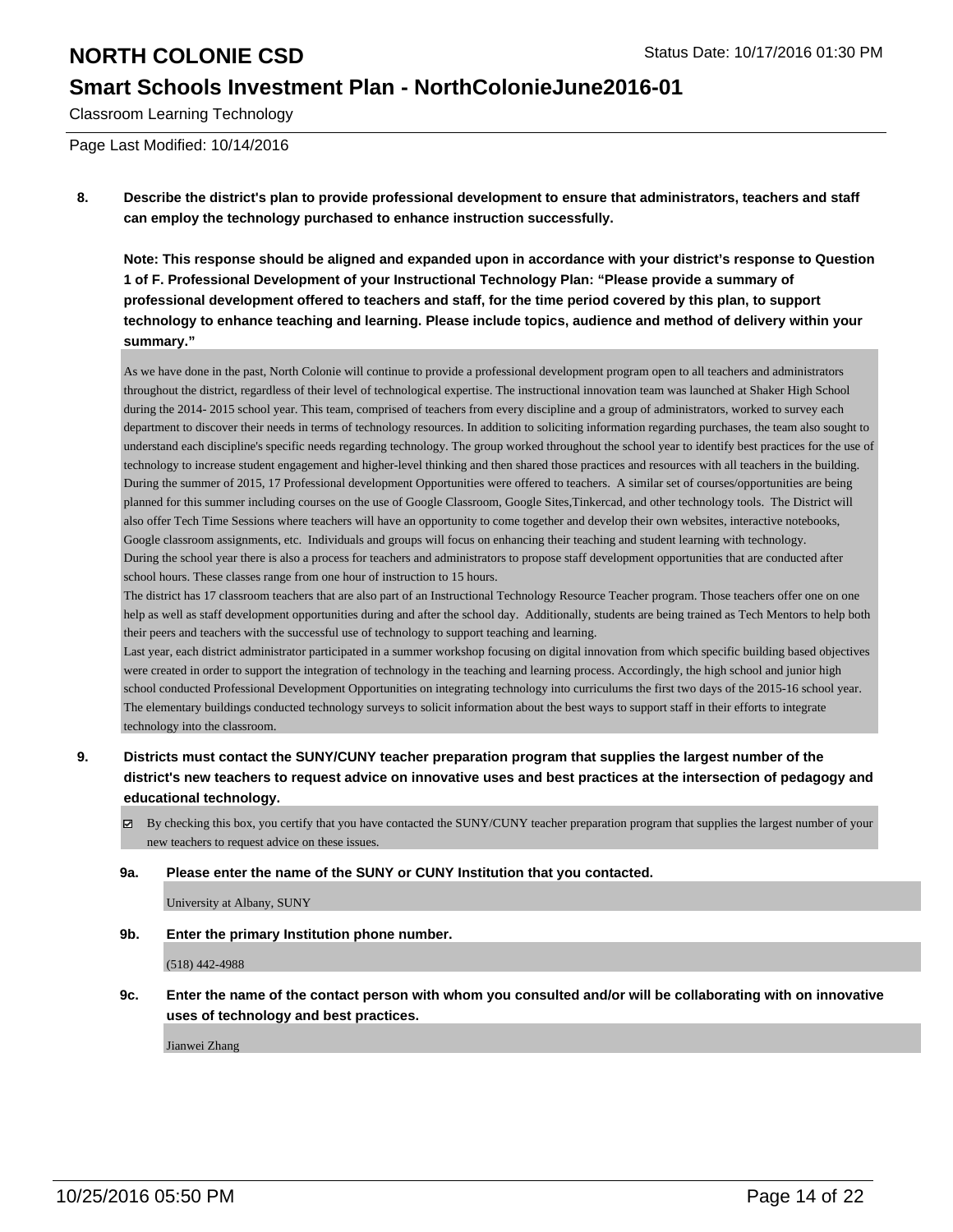# NORTH COLONIE CSD

## Smart Schools Investment Plan - NorthColonieJune2016-01

Classroom Learning Technology

Page Last Modified: 10/14/2016

**8. Describe the district's plan to provide professional development to ensure that administrators, teachers and staff can employ the technology purchased to enhance instruction successfully.**

**Note: This response should be aligned and expanded upon in accordance with your district's response to Question 1 of F. Professional Development of your Instructional Technology Plan: "Please provide a summary of professional development offered to teachers and staff, for the time period covered by this plan, to support technology to enhance teaching and learning. Please include topics, audience and method of delivery within your summary."**

As we have done in the past, North Colonie will continue to provide a professional development program open to all teachers and administrators throughout the district, regardless of their level of technological expertise. The instructional innovation team was launched at Shaker High School during the 2014- 2015 school year. This team, comprised of teachers from every discipline and a group of administrators, worked to survey each department to discover their needs in terms of technology resources. In addition to soliciting information regarding purchases, the team also sought to understand each discipline's specific needs regarding technology. The group worked throughout the school year to identify best practices for the use of technology to increase student engagement and higher-level thinking and then shared those practices and resources with all teachers in the building. During the summer of 2015, 17 Professional development Opportunities were offered to teachers. A similar set of courses/opportunities are being planned for this summer including courses on the use of Google Classroom, Google Sites,Tinkercad, and other technology tools. The District will also offer Tech Time Sessions where teachers will have an opportunity to come together and develop their own websites, interactive notebooks, Google classroom assignments, etc. Individuals and groups will focus on enhancing their teaching and student learning with technology.
During the school year there is also a process for teachers and administrators to propose staff development opportunities that are conducted after school hours. These classes range from one hour of instruction to 15 hours.
The district has 17 classroom teachers that are also part of an Instructional Technology Resource Teacher program. Those teachers offer one on one help as well as staff development opportunities during and after the school day. Additionally, students are being trained as Tech Mentors to help both their peers and teachers with the successful use of technology to support teaching and learning.
Last year, each district administrator participated in a summer workshop focusing on digital innovation from which specific building based objectives were created in order to support the integration of technology in the teaching and learning process. Accordingly, the high school and junior high school conducted Professional Development Opportunities on integrating technology into curriculums the first two days of the 2015-16 school year. The elementary buildings conducted technology surveys to solicit information about the best ways to support staff in their efforts to integrate technology into the classroom.

**9. Districts must contact the SUNY/CUNY teacher preparation program that supplies the largest number of the district's new teachers to request advice on innovative uses and best practices at the intersection of pedagogy and educational technology.**

☑ By checking this box, you certify that you have contacted the SUNY/CUNY teacher preparation program that supplies the largest number of your new teachers to request advice on these issues.

**9a. Please enter the name of the SUNY or CUNY Institution that you contacted.**

University at Albany, SUNY

**9b. Enter the primary Institution phone number.**

(518) 442-4988

**9c. Enter the name of the contact person with whom you consulted and/or will be collaborating with on innovative uses of technology and best practices.**

Jianwei Zhang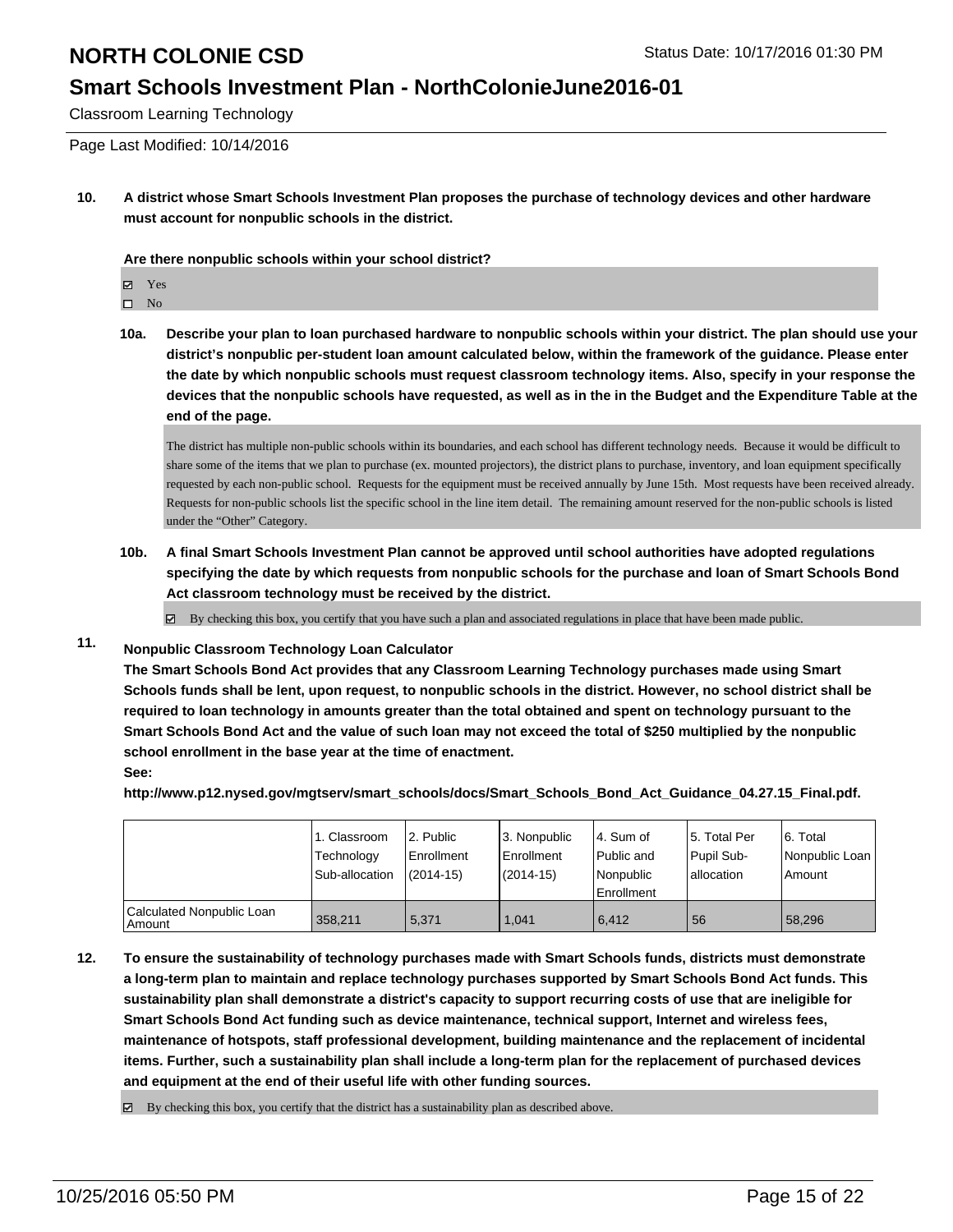# NORTH COLONIE CSD

## Smart Schools Investment Plan - NorthColonieJune2016-01

Classroom Learning Technology

Page Last Modified: 10/14/2016

**10. A district whose Smart Schools Investment Plan proposes the purchase of technology devices and other hardware must account for nonpublic schools in the district.**

**Are there nonpublic schools within your school district?**

- ☑ Yes
- ☐ No

**10a. Describe your plan to loan purchased hardware to nonpublic schools within your district. The plan should use your district's nonpublic per-student loan amount calculated below, within the framework of the guidance. Please enter the date by which nonpublic schools must request classroom technology items. Also, specify in your response the devices that the nonpublic schools have requested, as well as in the in the Budget and the Expenditure Table at the end of the page.**

The district has multiple non-public schools within its boundaries, and each school has different technology needs. Because it would be difficult to share some of the items that we plan to purchase (ex. mounted projectors), the district plans to purchase, inventory, and loan equipment specifically requested by each non-public school. Requests for the equipment must be received annually by June 15th. Most requests have been received already. Requests for non-public schools list the specific school in the line item detail. The remaining amount reserved for the non-public schools is listed under the "Other" Category.

**10b. A final Smart Schools Investment Plan cannot be approved until school authorities have adopted regulations specifying the date by which requests from nonpublic schools for the purchase and loan of Smart Schools Bond Act classroom technology must be received by the district.**

☑ By checking this box, you certify that you have such a plan and associated regulations in place that have been made public.

**11. Nonpublic Classroom Technology Loan Calculator**

**The Smart Schools Bond Act provides that any Classroom Learning Technology purchases made using Smart Schools funds shall be lent, upon request, to nonpublic schools in the district. However, no school district shall be required to loan technology in amounts greater than the total obtained and spent on technology pursuant to the Smart Schools Bond Act and the value of such loan may not exceed the total of $250 multiplied by the nonpublic school enrollment in the base year at the time of enactment.**

**See:**

**http://www.p12.nysed.gov/mgtserv/smart_schools/docs/Smart_Schools_Bond_Act_Guidance_04.27.15_Final.pdf.**

| | 1. Classroom Technology Sub-allocation | 2. Public Enrollment (2014-15) | 3. Nonpublic Enrollment (2014-15) | 4. Sum of Public and Nonpublic Enrollment | 5. Total Per Pupil Sub-allocation | 6. Total Nonpublic Loan Amount |
|---|---|---|---|---|---|---|
| Calculated Nonpublic Loan Amount | 358,211 | 5,371 | 1,041 | 6,412 | 56 | 58,296 |

**12. To ensure the sustainability of technology purchases made with Smart Schools funds, districts must demonstrate a long-term plan to maintain and replace technology purchases supported by Smart Schools Bond Act funds. This sustainability plan shall demonstrate a district's capacity to support recurring costs of use that are ineligible for Smart Schools Bond Act funding such as device maintenance, technical support, Internet and wireless fees, maintenance of hotspots, staff professional development, building maintenance and the replacement of incidental items. Further, such a sustainability plan shall include a long-term plan for the replacement of purchased devices and equipment at the end of their useful life with other funding sources.**

☑ By checking this box, you certify that the district has a sustainability plan as described above.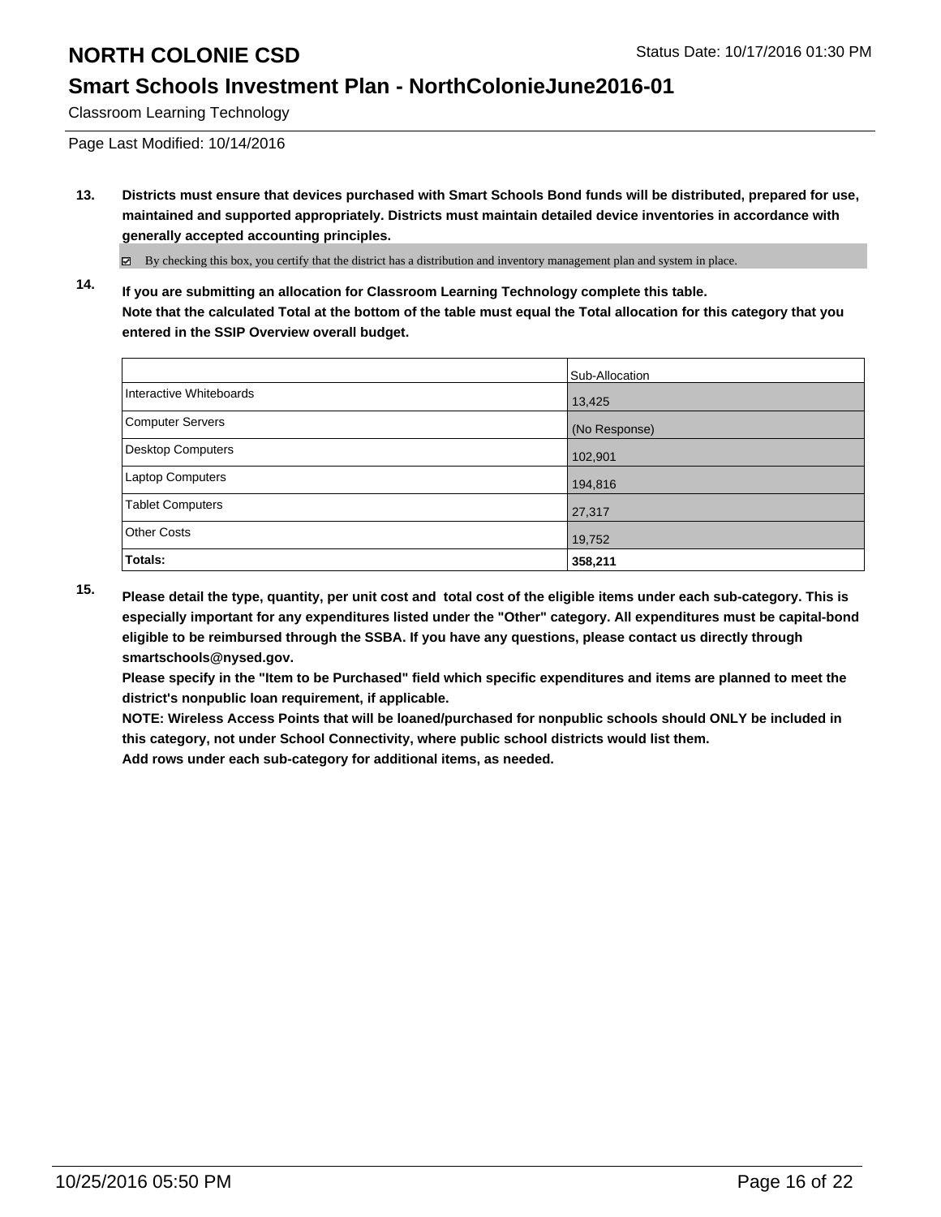# NORTH COLONIE CSD

## Smart Schools Investment Plan - NorthColonieJune2016-01

Classroom Learning Technology

Page Last Modified: 10/14/2016

**13. Districts must ensure that devices purchased with Smart Schools Bond funds will be distributed, prepared for use, maintained and supported appropriately. Districts must maintain detailed device inventories in accordance with generally accepted accounting principles.**

☑ By checking this box, you certify that the district has a distribution and inventory management plan and system in place.

**14. If you are submitting an allocation for Classroom Learning Technology complete this table. Note that the calculated Total at the bottom of the table must equal the Total allocation for this category that you entered in the SSIP Overview overall budget.**

| | Sub-Allocation |
|---|---|
| Interactive Whiteboards | 13,425 |
| Computer Servers | (No Response) |
| Desktop Computers | 102,901 |
| Laptop Computers | 194,816 |
| Tablet Computers | 27,317 |
| Other Costs | 19,752 |
| **Totals:** | **358,211** |

**15. Please detail the type, quantity, per unit cost and total cost of the eligible items under each sub-category. This is especially important for any expenditures listed under the "Other" category. All expenditures must be capital-bond eligible to be reimbursed through the SSBA. If you have any questions, please contact us directly through smartschools@nysed.gov.**
**Please specify in the "Item to be Purchased" field which specific expenditures and items are planned to meet the district's nonpublic loan requirement, if applicable.**
**NOTE: Wireless Access Points that will be loaned/purchased for nonpublic schools should ONLY be included in this category, not under School Connectivity, where public school districts would list them.**
**Add rows under each sub-category for additional items, as needed.**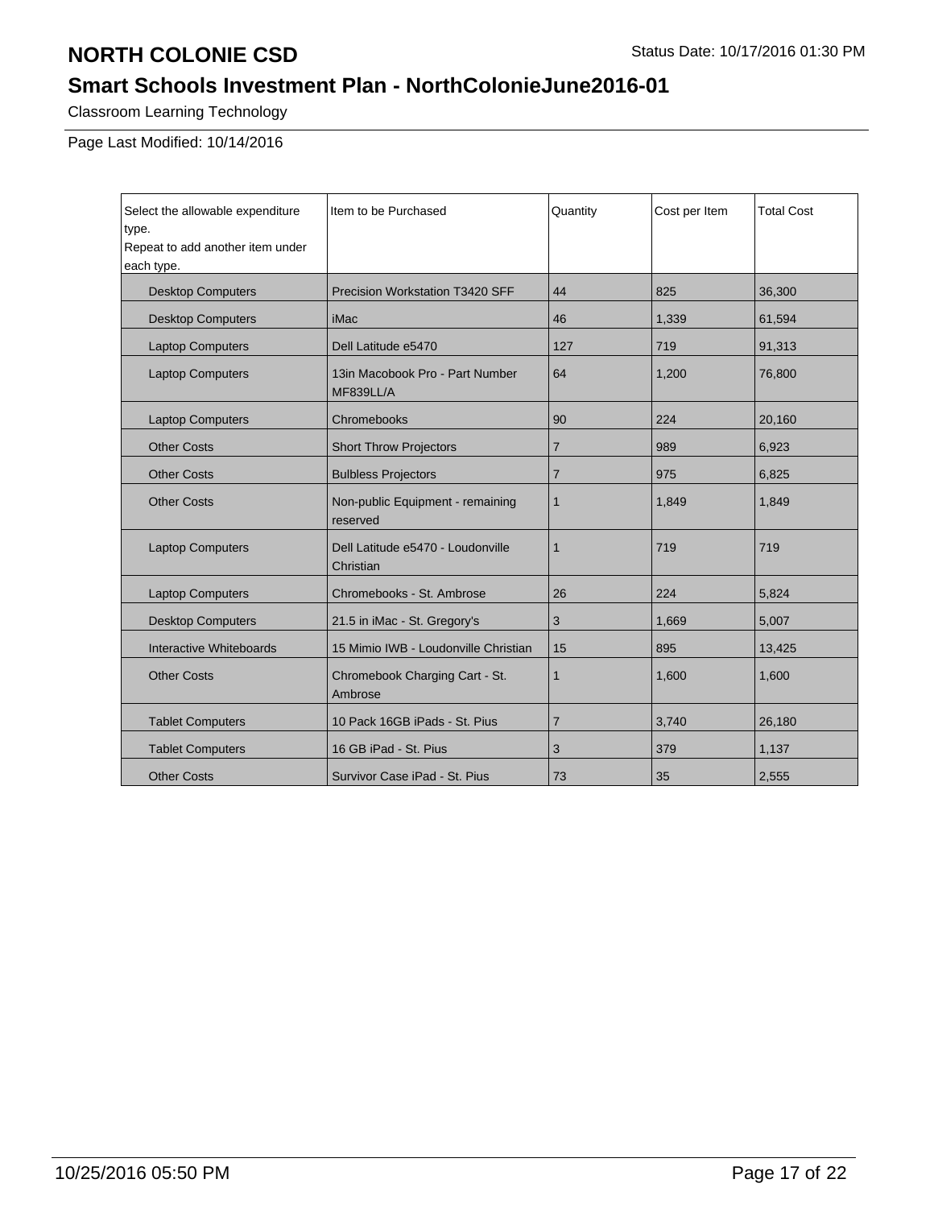# NORTH COLONIE CSD

Status Date: 10/17/2016 01:30 PM

## Smart Schools Investment Plan - NorthColonieJune2016-01

Classroom Learning Technology

Page Last Modified: 10/14/2016

| Select the allowable expenditure type. Repeat to add another item under each type. | Item to be Purchased | Quantity | Cost per Item | Total Cost |
|---|---|---|---|---|
| Desktop Computers | Precision Workstation T3420 SFF | 44 | 825 | 36,300 |
| Desktop Computers | iMac | 46 | 1,339 | 61,594 |
| Laptop Computers | Dell Latitude e5470 | 127 | 719 | 91,313 |
| Laptop Computers | 13in Macobook Pro - Part Number MF839LL/A | 64 | 1,200 | 76,800 |
| Laptop Computers | Chromebooks | 90 | 224 | 20,160 |
| Other Costs | Short Throw Projectors | 7 | 989 | 6,923 |
| Other Costs | Bulbless Projectors | 7 | 975 | 6,825 |
| Other Costs | Non-public Equipment - remaining reserved | 1 | 1,849 | 1,849 |
| Laptop Computers | Dell Latitude e5470 - Loudonville Christian | 1 | 719 | 719 |
| Laptop Computers | Chromebooks - St. Ambrose | 26 | 224 | 5,824 |
| Desktop Computers | 21.5 in iMac - St. Gregory's | 3 | 1,669 | 5,007 |
| Interactive Whiteboards | 15 Mimio IWB - Loudonville Christian | 15 | 895 | 13,425 |
| Other Costs | Chromebook Charging Cart - St. Ambrose | 1 | 1,600 | 1,600 |
| Tablet Computers | 10 Pack 16GB iPads - St. Pius | 7 | 3,740 | 26,180 |
| Tablet Computers | 16 GB iPad - St. Pius | 3 | 379 | 1,137 |
| Other Costs | Survivor Case iPad - St. Pius | 73 | 35 | 2,555 |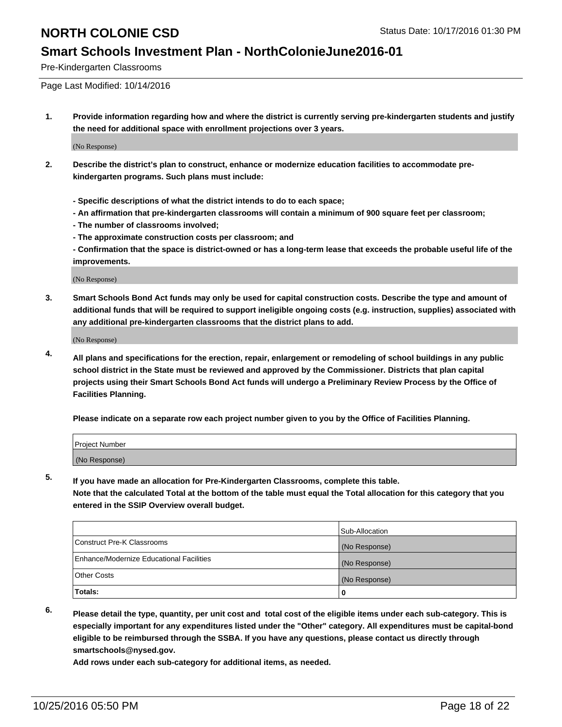# NORTH COLONIE CSD

## Smart Schools Investment Plan - NorthColonieJune2016-01

Pre-Kindergarten Classrooms

Page Last Modified: 10/14/2016

**1. Provide information regarding how and where the district is currently serving pre-kindergarten students and justify the need for additional space with enrollment projections over 3 years.**

(No Response)

**2. Describe the district's plan to construct, enhance or modernize education facilities to accommodate pre-kindergarten programs. Such plans must include:**

**- Specific descriptions of what the district intends to do to each space;**
**- An affirmation that pre-kindergarten classrooms will contain a minimum of 900 square feet per classroom;**
**- The number of classrooms involved;**
**- The approximate construction costs per classroom; and**
**- Confirmation that the space is district-owned or has a long-term lease that exceeds the probable useful life of the improvements.**

(No Response)

**3. Smart Schools Bond Act funds may only be used for capital construction costs. Describe the type and amount of additional funds that will be required to support ineligible ongoing costs (e.g. instruction, supplies) associated with any additional pre-kindergarten classrooms that the district plans to add.**

(No Response)

**4. All plans and specifications for the erection, repair, enlargement or remodeling of school buildings in any public school district in the State must be reviewed and approved by the Commissioner. Districts that plan capital projects using their Smart Schools Bond Act funds will undergo a Preliminary Review Process by the Office of Facilities Planning.**

**Please indicate on a separate row each project number given to you by the Office of Facilities Planning.**

| Project Number |
|---|
| (No Response) |

**5. If you have made an allocation for Pre-Kindergarten Classrooms, complete this table.**
**Note that the calculated Total at the bottom of the table must equal the Total allocation for this category that you entered in the SSIP Overview overall budget.**

| | Sub-Allocation |
|---|---|
| Construct Pre-K Classrooms | (No Response) |
| Enhance/Modernize Educational Facilities | (No Response) |
| Other Costs | (No Response) |
| **Totals:** | **0** |

**6. Please detail the type, quantity, per unit cost and total cost of the eligible items under each sub-category. This is especially important for any expenditures listed under the "Other" category. All expenditures must be capital-bond eligible to be reimbursed through the SSBA. If you have any questions, please contact us directly through smartschools@nysed.gov.**
**Add rows under each sub-category for additional items, as needed.**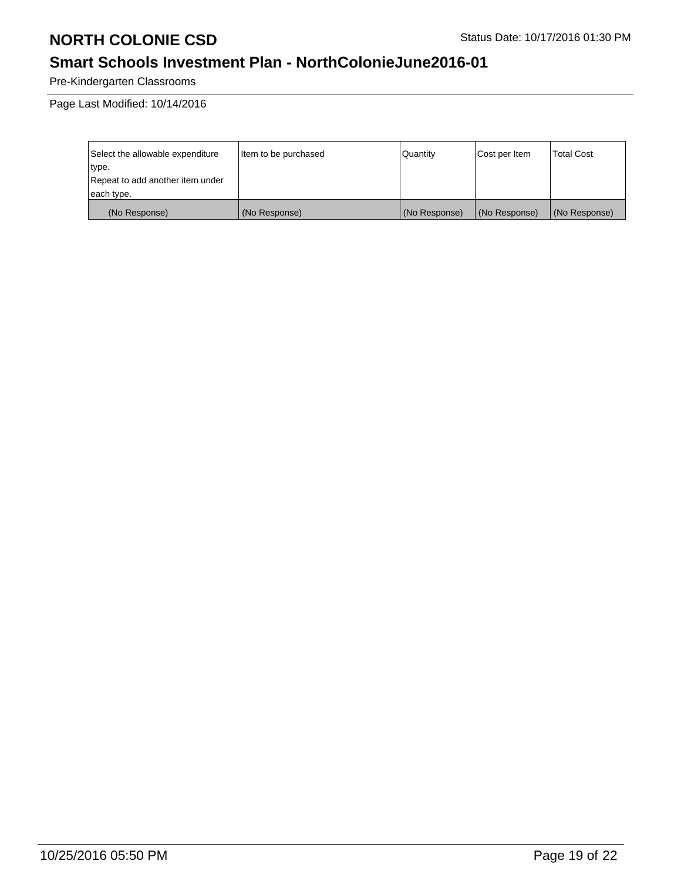# NORTH COLONIE CSD

Status Date: 10/17/2016 01:30 PM

## Smart Schools Investment Plan - NorthColonieJune2016-01

Pre-Kindergarten Classrooms

Page Last Modified: 10/14/2016

| Select the allowable expenditure type. Repeat to add another item under each type. | Item to be purchased | Quantity | Cost per Item | Total Cost |
|---|---|---|---|---|
| (No Response) | (No Response) | (No Response) | (No Response) | (No Response) |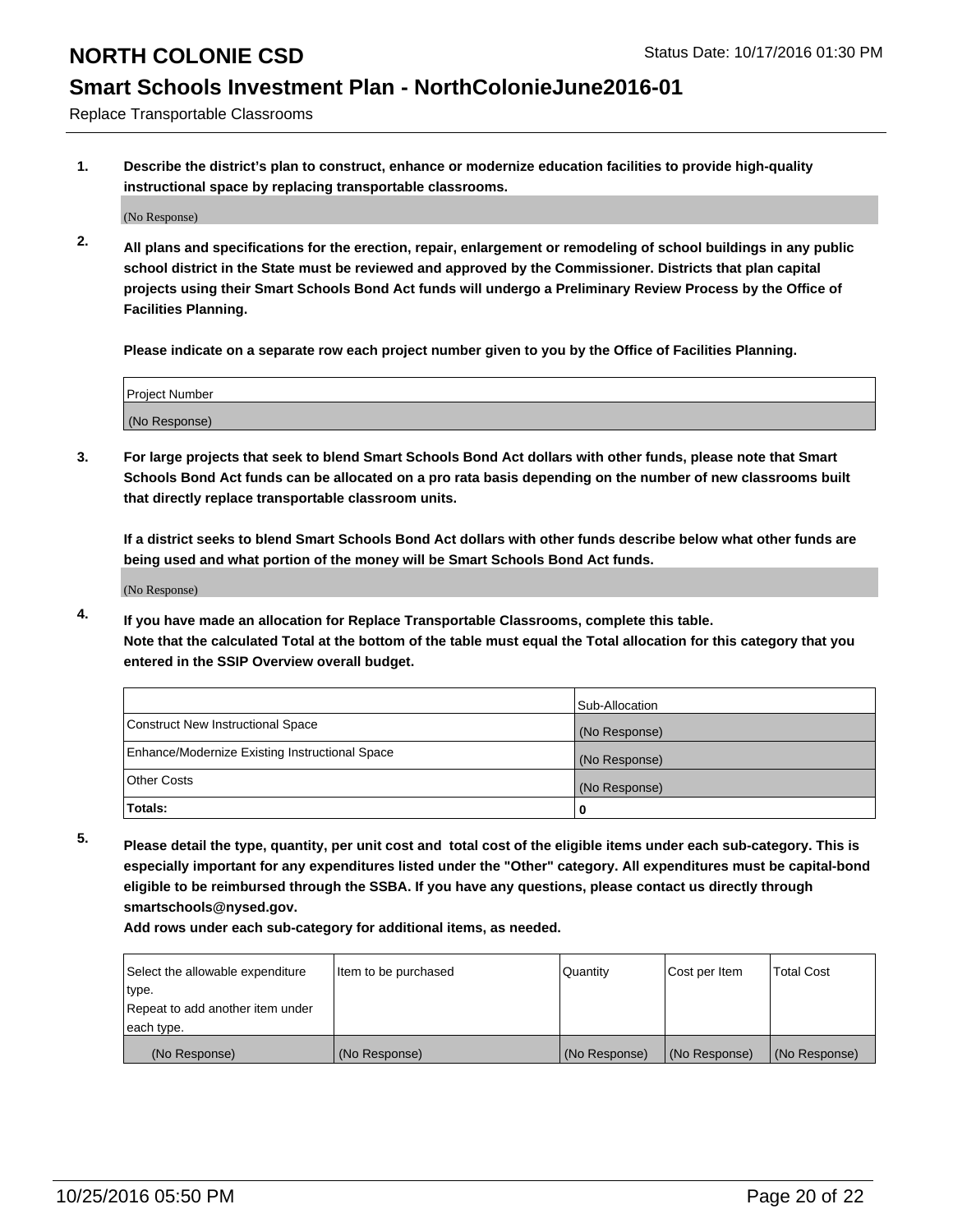# NORTH COLONIE CSD

Status Date: 10/17/2016 01:30 PM

## Smart Schools Investment Plan - NorthColonieJune2016-01

Replace Transportable Classrooms

**1. Describe the district's plan to construct, enhance or modernize education facilities to provide high-quality instructional space by replacing transportable classrooms.**

(No Response)

**2. All plans and specifications for the erection, repair, enlargement or remodeling of school buildings in any public school district in the State must be reviewed and approved by the Commissioner. Districts that plan capital projects using their Smart Schools Bond Act funds will undergo a Preliminary Review Process by the Office of Facilities Planning.**

**Please indicate on a separate row each project number given to you by the Office of Facilities Planning.**

| Project Number |
|---|
| (No Response) |

**3. For large projects that seek to blend Smart Schools Bond Act dollars with other funds, please note that Smart Schools Bond Act funds can be allocated on a pro rata basis depending on the number of new classrooms built that directly replace transportable classroom units.**

**If a district seeks to blend Smart Schools Bond Act dollars with other funds describe below what other funds are being used and what portion of the money will be Smart Schools Bond Act funds.**

(No Response)

**4. If you have made an allocation for Replace Transportable Classrooms, complete this table. Note that the calculated Total at the bottom of the table must equal the Total allocation for this category that you entered in the SSIP Overview overall budget.**

| | Sub-Allocation |
|---|---|
| Construct New Instructional Space | (No Response) |
| Enhance/Modernize Existing Instructional Space | (No Response) |
| Other Costs | (No Response) |
| **Totals:** | **0** |

**5. Please detail the type, quantity, per unit cost and total cost of the eligible items under each sub-category. This is especially important for any expenditures listed under the "Other" category. All expenditures must be capital-bond eligible to be reimbursed through the SSBA. If you have any questions, please contact us directly through smartschools@nysed.gov.**

**Add rows under each sub-category for additional items, as needed.**

| Select the allowable expenditure type. Repeat to add another item under each type. | Item to be purchased | Quantity | Cost per Item | Total Cost |
|---|---|---|---|---|
| (No Response) | (No Response) | (No Response) | (No Response) | (No Response) |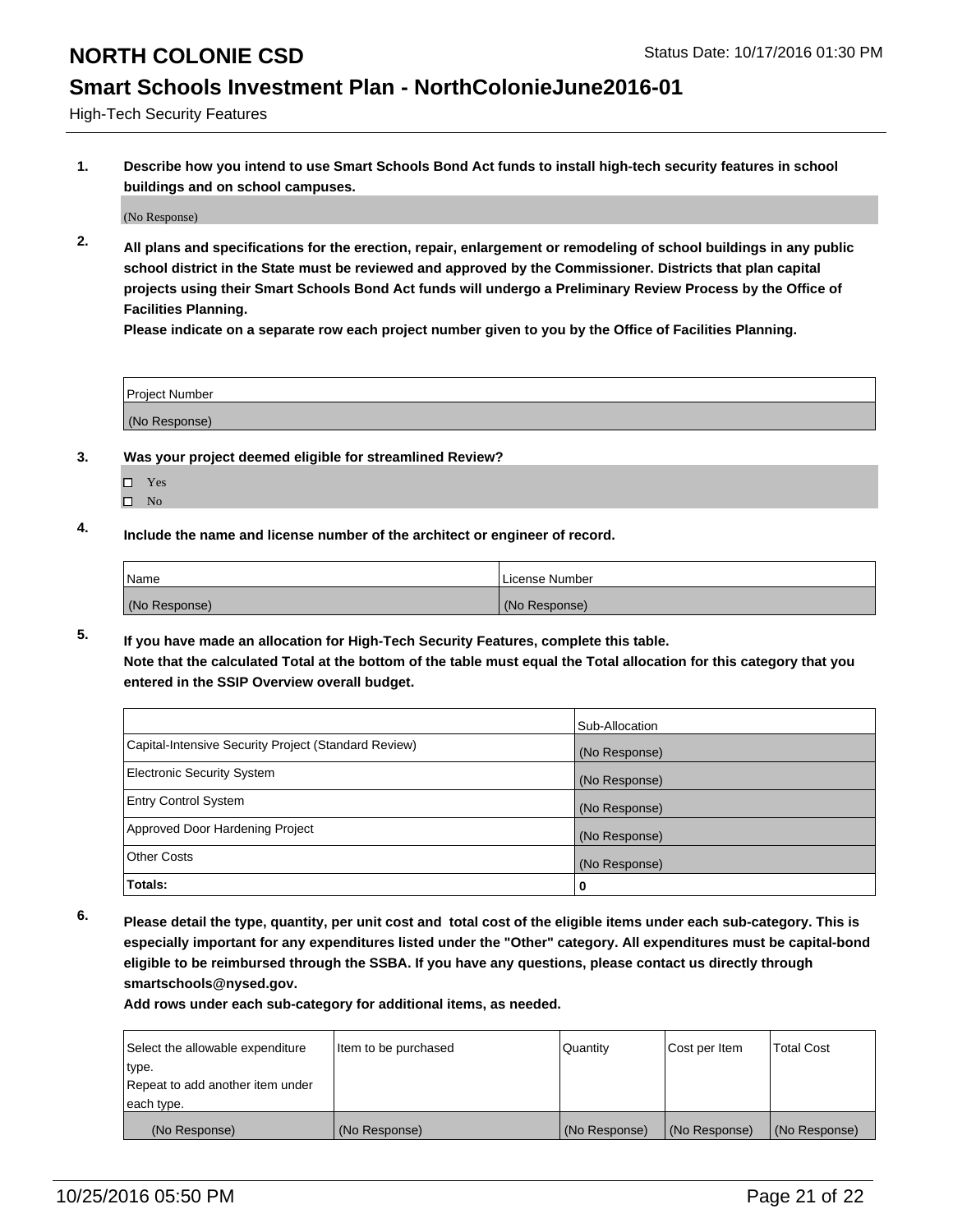# NORTH COLONIE CSD

Status Date: 10/17/2016 01:30 PM

## Smart Schools Investment Plan - NorthColonieJune2016-01

High-Tech Security Features

**1. Describe how you intend to use Smart Schools Bond Act funds to install high-tech security features in school buildings and on school campuses.**

(No Response)

**2. All plans and specifications for the erection, repair, enlargement or remodeling of school buildings in any public school district in the State must be reviewed and approved by the Commissioner. Districts that plan capital projects using their Smart Schools Bond Act funds will undergo a Preliminary Review Process by the Office of Facilities Planning.**

**Please indicate on a separate row each project number given to you by the Office of Facilities Planning.**

| Project Number |
|---|
| (No Response) |

**3. Was your project deemed eligible for streamlined Review?**

- ☐ Yes
- ☐ No

**4. Include the name and license number of the architect or engineer of record.**

| Name | License Number |
|---|---|
| (No Response) | (No Response) |

**5. If you have made an allocation for High-Tech Security Features, complete this table.**
**Note that the calculated Total at the bottom of the table must equal the Total allocation for this category that you entered in the SSIP Overview overall budget.**

| | Sub-Allocation |
|---|---|
| Capital-Intensive Security Project (Standard Review) | (No Response) |
| Electronic Security System | (No Response) |
| Entry Control System | (No Response) |
| Approved Door Hardening Project | (No Response) |
| Other Costs | (No Response) |
| **Totals:** | **0** |

**6. Please detail the type, quantity, per unit cost and total cost of the eligible items under each sub-category. This is especially important for any expenditures listed under the "Other" category. All expenditures must be capital-bond eligible to be reimbursed through the SSBA. If you have any questions, please contact us directly through smartschools@nysed.gov.**

**Add rows under each sub-category for additional items, as needed.**

| Select the allowable expenditure type. Repeat to add another item under each type. | Item to be purchased | Quantity | Cost per Item | Total Cost |
|---|---|---|---|---|
| (No Response) | (No Response) | (No Response) | (No Response) | (No Response) |